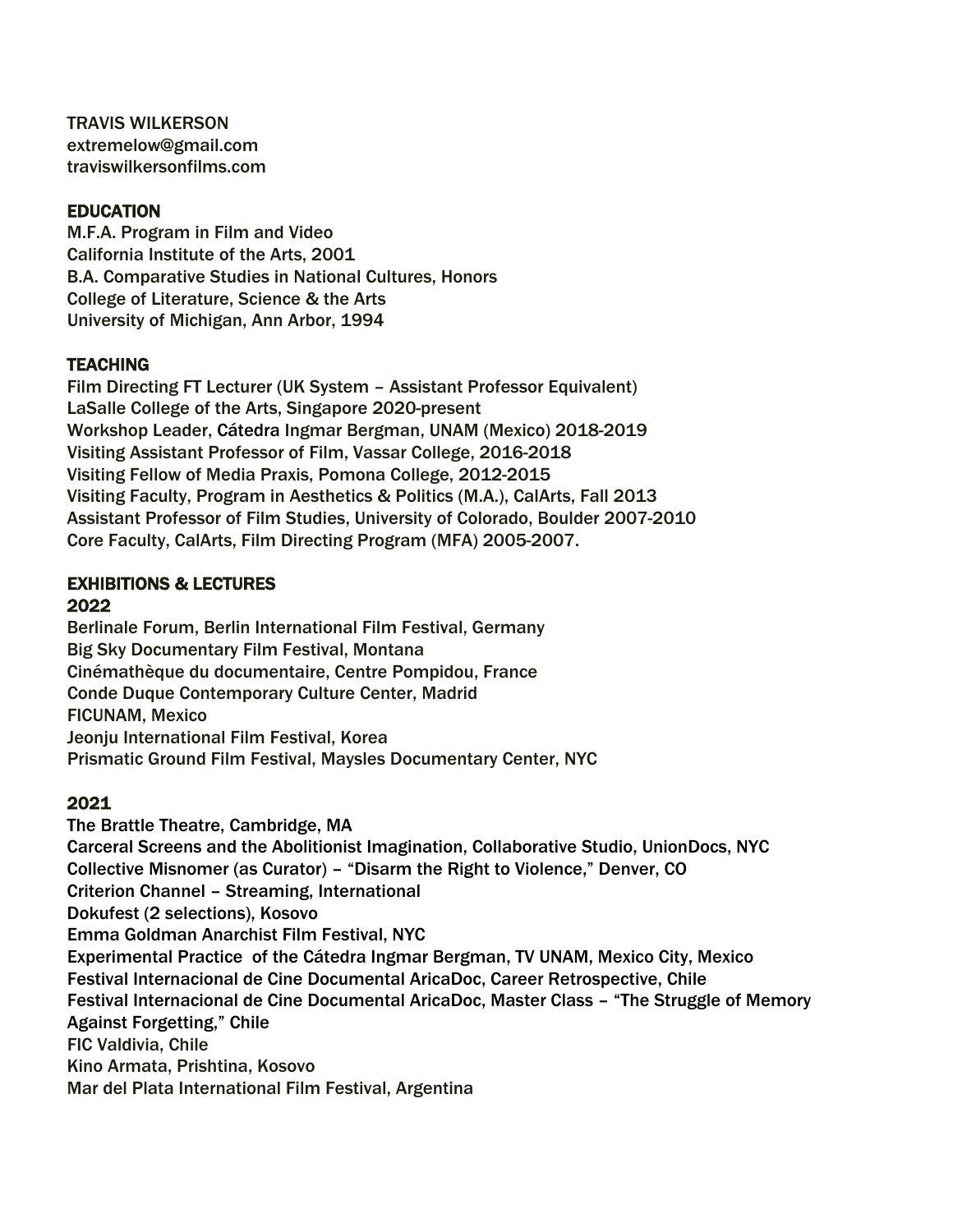TRAVIS WILKERSON
extremelow@gmail.com
traviswilkersonfilms.com

## EDUCATION

M.F.A. Program in Film and Video
California Institute of the Arts, 2001
B.A. Comparative Studies in National Cultures, Honors
College of Literature, Science & the Arts
University of Michigan, Ann Arbor, 1994

## TEACHING

Film Directing FT Lecturer (UK System – Assistant Professor Equivalent)
LaSalle College of the Arts, Singapore 2020-present
Workshop Leader, Cátedra Ingmar Bergman, UNAM (Mexico) 2018-2019
Visiting Assistant Professor of Film, Vassar College, 2016-2018
Visiting Fellow of Media Praxis, Pomona College, 2012-2015
Visiting Faculty, Program in Aesthetics & Politics (M.A.), CalArts, Fall 2013
Assistant Professor of Film Studies, University of Colorado, Boulder 2007-2010
Core Faculty, CalArts, Film Directing Program (MFA) 2005-2007.

## EXHIBITIONS & LECTURES

### 2022

Berlinale Forum, Berlin International Film Festival, Germany
Big Sky Documentary Film Festival, Montana
Cinémathèque du documentaire, Centre Pompidou, France
Conde Duque Contemporary Culture Center, Madrid
FICUNAM, Mexico
Jeonju International Film Festival, Korea
Prismatic Ground Film Festival, Maysles Documentary Center, NYC

### 2021

The Brattle Theatre, Cambridge, MA
Carceral Screens and the Abolitionist Imagination, Collaborative Studio, UnionDocs, NYC
Collective Misnomer (as Curator) – "Disarm the Right to Violence," Denver, CO
Criterion Channel – Streaming, International
Dokufest (2 selections), Kosovo
Emma Goldman Anarchist Film Festival, NYC
Experimental Practice of the Cátedra Ingmar Bergman, TV UNAM, Mexico City, Mexico
Festival Internacional de Cine Documental AricaDoc, Career Retrospective, Chile
Festival Internacional de Cine Documental AricaDoc, Master Class – "The Struggle of Memory Against Forgetting," Chile
FIC Valdivia, Chile
Kino Armata, Prishtina, Kosovo
Mar del Plata International Film Festival, Argentina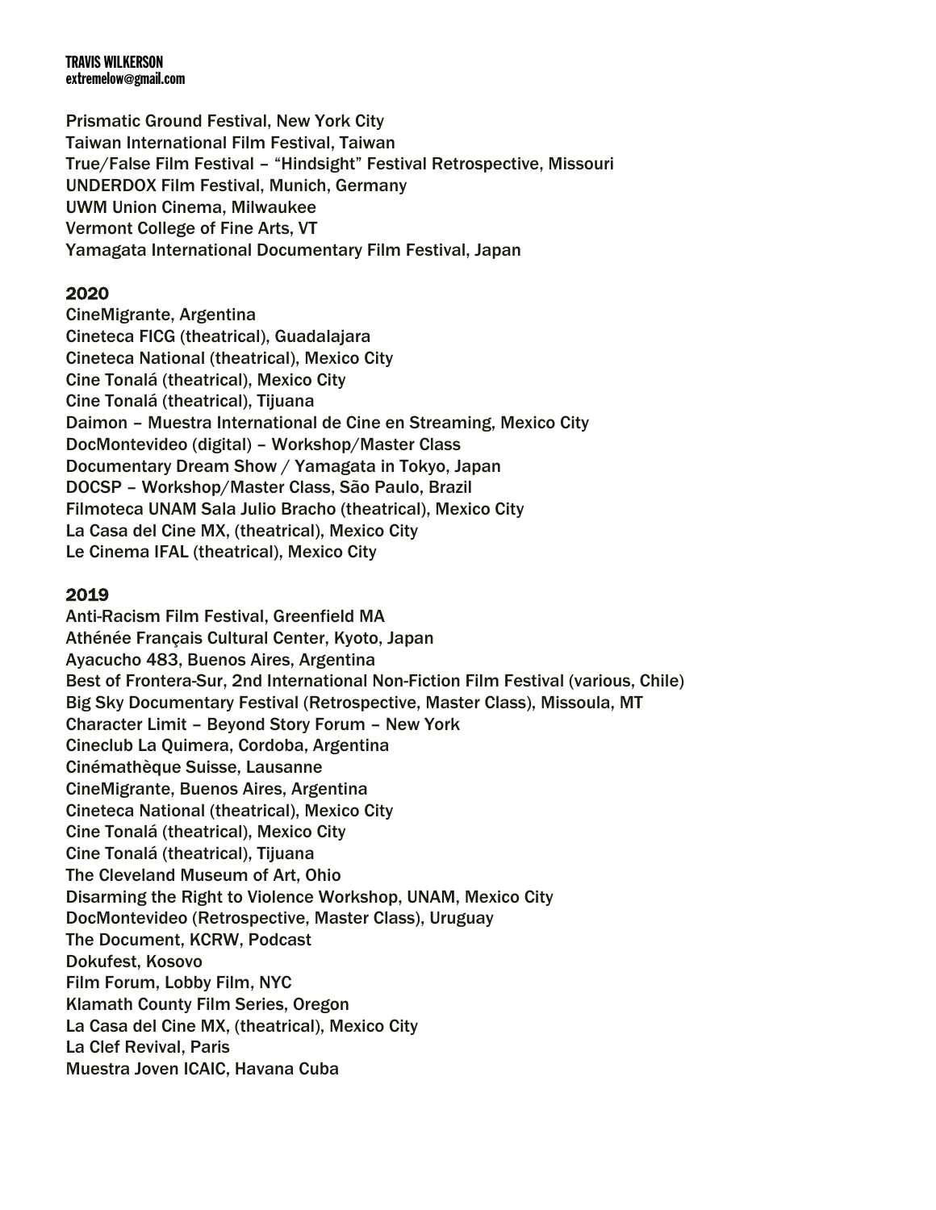Prismatic Ground Festival, New York City
Taiwan International Film Festival, Taiwan
True/False Film Festival – "Hindsight" Festival Retrospective, Missouri
UNDERDOX Film Festival, Munich, Germany
UWM Union Cinema, Milwaukee
Vermont College of Fine Arts, VT
Yamagata International Documentary Film Festival, Japan

## 2020

CineMigrante, Argentina
Cineteca FICG (theatrical), Guadalajara
Cineteca National (theatrical), Mexico City
Cine Tonalá (theatrical), Mexico City
Cine Tonalá (theatrical), Tijuana
Daimon – Muestra International de Cine en Streaming, Mexico City
DocMontevideo (digital) – Workshop/Master Class
Documentary Dream Show / Yamagata in Tokyo, Japan
DOCSP – Workshop/Master Class, São Paulo, Brazil
Filmoteca UNAM Sala Julio Bracho (theatrical), Mexico City
La Casa del Cine MX, (theatrical), Mexico City
Le Cinema IFAL (theatrical), Mexico City

## 2019

Anti-Racism Film Festival, Greenfield MA
Athénée Français Cultural Center, Kyoto, Japan
Ayacucho 483, Buenos Aires, Argentina
Best of Frontera-Sur, 2nd International Non-Fiction Film Festival (various, Chile)
Big Sky Documentary Festival (Retrospective, Master Class), Missoula, MT
Character Limit – Beyond Story Forum – New York
Cineclub La Quimera, Cordoba, Argentina
Cinémathèque Suisse, Lausanne
CineMigrante, Buenos Aires, Argentina
Cineteca National (theatrical), Mexico City
Cine Tonalá (theatrical), Mexico City
Cine Tonalá (theatrical), Tijuana
The Cleveland Museum of Art, Ohio
Disarming the Right to Violence Workshop, UNAM, Mexico City
DocMontevideo (Retrospective, Master Class), Uruguay
The Document, KCRW, Podcast
Dokufest, Kosovo
Film Forum, Lobby Film, NYC
Klamath County Film Series, Oregon
La Casa del Cine MX, (theatrical), Mexico City
La Clef Revival, Paris
Muestra Joven ICAIC, Havana Cuba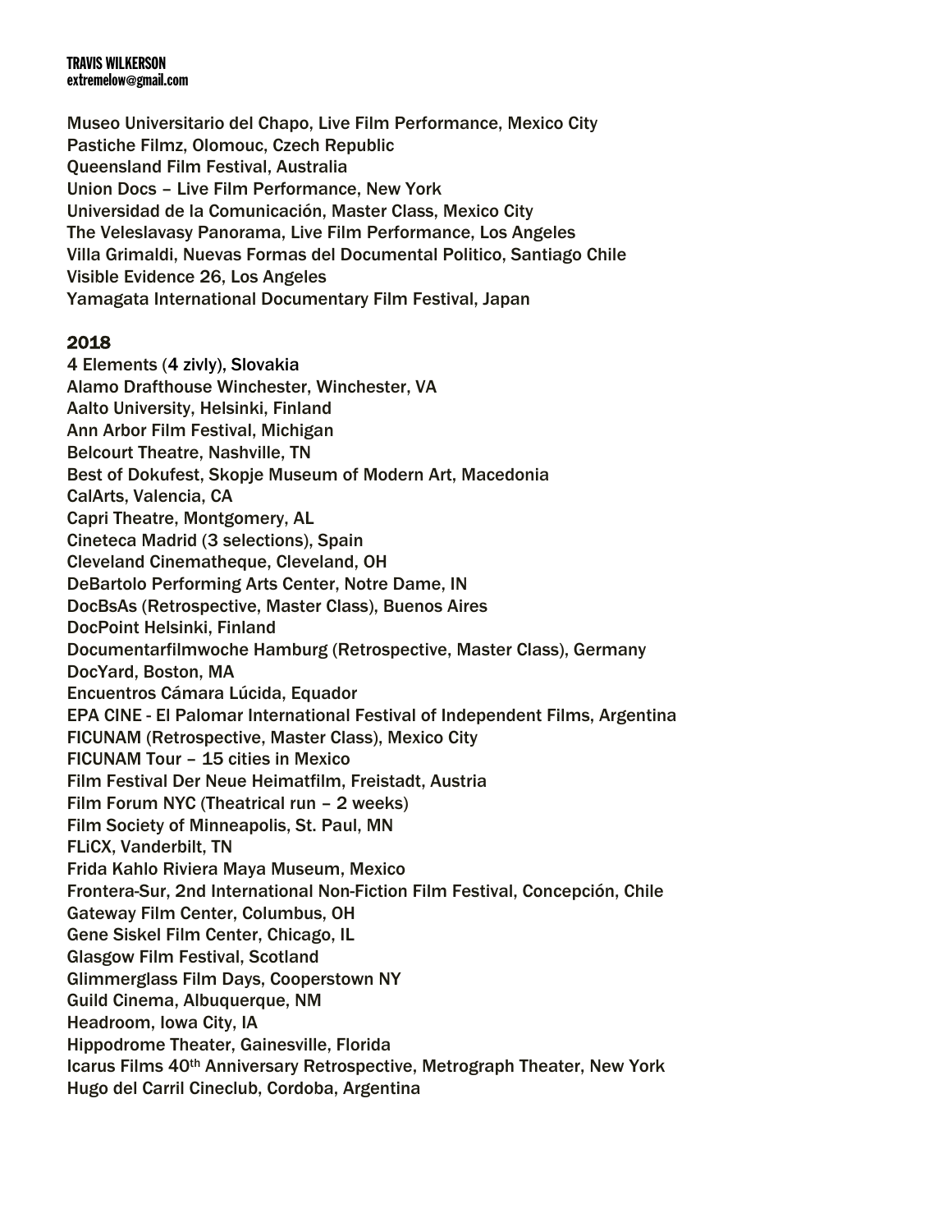Museo Universitario del Chapo, Live Film Performance, Mexico City
Pastiche Filmz, Olomouc, Czech Republic
Queensland Film Festival, Australia
Union Docs – Live Film Performance, New York
Universidad de la Comunicación, Master Class, Mexico City
The Veleslavasy Panorama, Live Film Performance, Los Angeles
Villa Grimaldi, Nuevas Formas del Documental Politico, Santiago Chile
Visible Evidence 26, Los Angeles
Yamagata International Documentary Film Festival, Japan

## 2018

4 Elements (4 zivly), Slovakia
Alamo Drafthouse Winchester, Winchester, VA
Aalto University, Helsinki, Finland
Ann Arbor Film Festival, Michigan
Belcourt Theatre, Nashville, TN
Best of Dokufest, Skopje Museum of Modern Art, Macedonia
CalArts, Valencia, CA
Capri Theatre, Montgomery, AL
Cineteca Madrid (3 selections), Spain
Cleveland Cinematheque, Cleveland, OH
DeBartolo Performing Arts Center, Notre Dame, IN
DocBsAs (Retrospective, Master Class), Buenos Aires
DocPoint Helsinki, Finland
Documentarfilmwoche Hamburg (Retrospective, Master Class), Germany
DocYard, Boston, MA
Encuentros Cámara Lúcida, Equador
EPA CINE - El Palomar International Festival of Independent Films, Argentina
FICUNAM (Retrospective, Master Class), Mexico City
FICUNAM Tour – 15 cities in Mexico
Film Festival Der Neue Heimatfilm, Freistadt, Austria
Film Forum NYC (Theatrical run – 2 weeks)
Film Society of Minneapolis, St. Paul, MN
FLiCX, Vanderbilt, TN
Frida Kahlo Riviera Maya Museum, Mexico
Frontera-Sur, 2nd International Non-Fiction Film Festival, Concepción, Chile
Gateway Film Center, Columbus, OH
Gene Siskel Film Center, Chicago, IL
Glasgow Film Festival, Scotland
Glimmerglass Film Days, Cooperstown NY
Guild Cinema, Albuquerque, NM
Headroom, Iowa City, IA
Hippodrome Theater, Gainesville, Florida
Icarus Films 40th Anniversary Retrospective, Metrograph Theater, New York
Hugo del Carril Cineclub, Cordoba, Argentina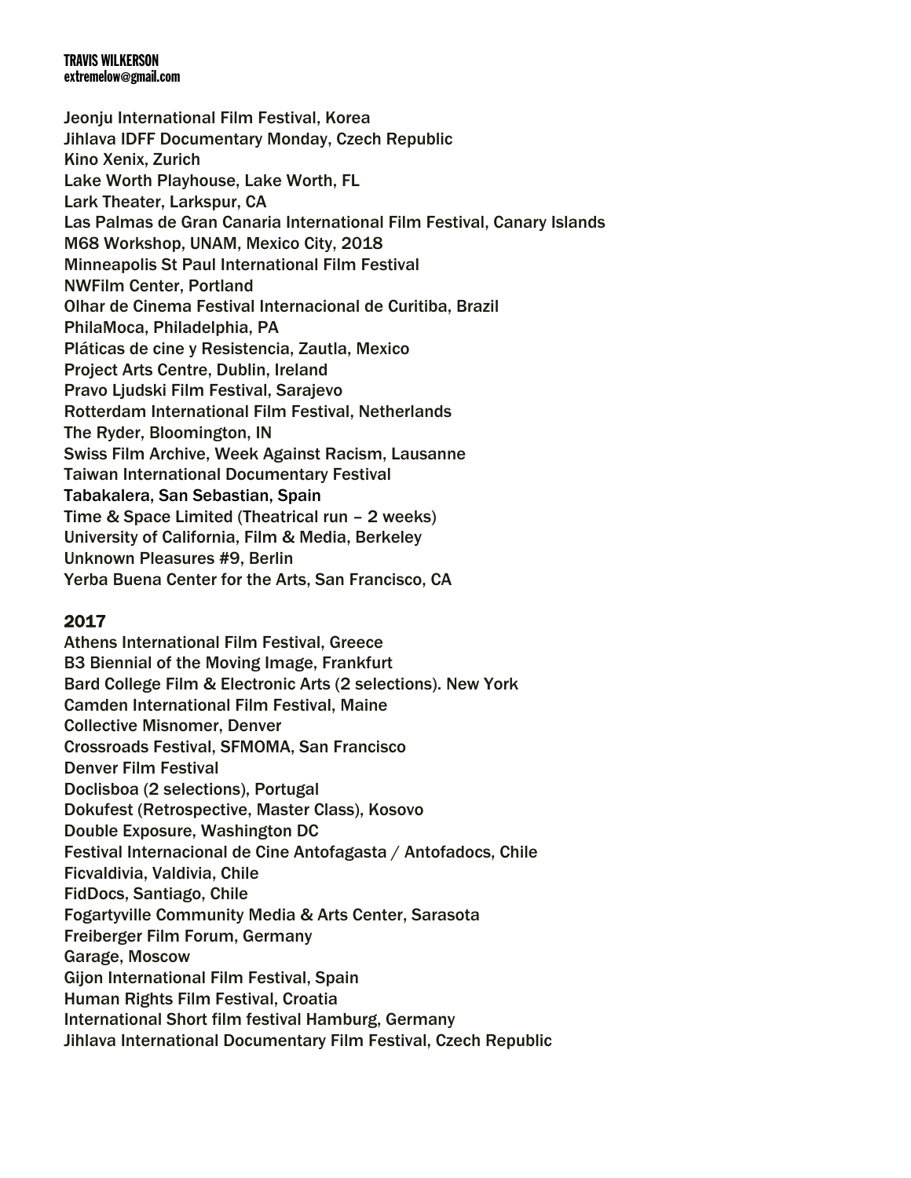Jeonju International Film Festival, Korea
Jihlava IDFF Documentary Monday, Czech Republic
Kino Xenix, Zurich
Lake Worth Playhouse, Lake Worth, FL
Lark Theater, Larkspur, CA
Las Palmas de Gran Canaria International Film Festival, Canary Islands
M68 Workshop, UNAM, Mexico City, 2018
Minneapolis St Paul International Film Festival
NWFilm Center, Portland
Olhar de Cinema Festival Internacional de Curitiba, Brazil
PhilaMoca, Philadelphia, PA
Pláticas de cine y Resistencia, Zautla, Mexico
Project Arts Centre, Dublin, Ireland
Pravo Ljudski Film Festival, Sarajevo
Rotterdam International Film Festival, Netherlands
The Ryder, Bloomington, IN
Swiss Film Archive, Week Against Racism, Lausanne
Taiwan International Documentary Festival
Tabakalera, San Sebastian, Spain
Time & Space Limited (Theatrical run – 2 weeks)
University of California, Film & Media, Berkeley
Unknown Pleasures #9, Berlin
Yerba Buena Center for the Arts, San Francisco, CA

## 2017

Athens International Film Festival, Greece
B3 Biennial of the Moving Image, Frankfurt
Bard College Film & Electronic Arts (2 selections). New York
Camden International Film Festival, Maine
Collective Misnomer, Denver
Crossroads Festival, SFMOMA, San Francisco
Denver Film Festival
Doclisboa (2 selections), Portugal
Dokufest (Retrospective, Master Class), Kosovo
Double Exposure, Washington DC
Festival Internacional de Cine Antofagasta / Antofadocs, Chile
Ficvaldivia, Valdivia, Chile
FidDocs, Santiago, Chile
Fogartyville Community Media & Arts Center, Sarasota
Freiberger Film Forum, Germany
Garage, Moscow
Gijon International Film Festival, Spain
Human Rights Film Festival, Croatia
International Short film festival Hamburg, Germany
Jihlava International Documentary Film Festival, Czech Republic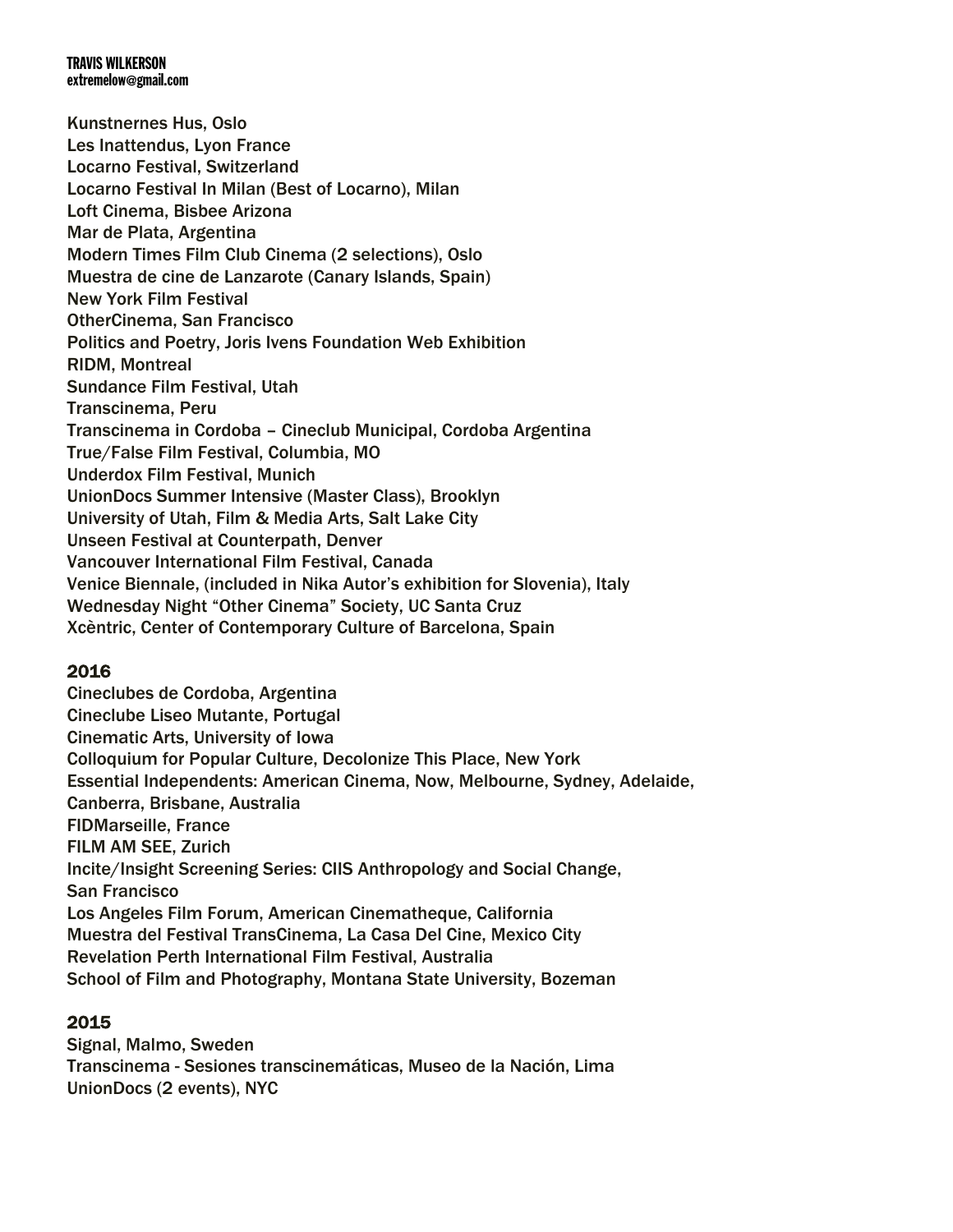Kunstnernes Hus, Oslo
Les Inattendus, Lyon France
Locarno Festival, Switzerland
Locarno Festival In Milan (Best of Locarno), Milan
Loft Cinema, Bisbee Arizona
Mar de Plata, Argentina
Modern Times Film Club Cinema (2 selections), Oslo
Muestra de cine de Lanzarote (Canary Islands, Spain)
New York Film Festival
OtherCinema, San Francisco
Politics and Poetry, Joris Ivens Foundation Web Exhibition
RIDM, Montreal
Sundance Film Festival, Utah
Transcinema, Peru
Transcinema in Cordoba – Cineclub Municipal, Cordoba Argentina
True/False Film Festival, Columbia, MO
Underdox Film Festival, Munich
UnionDocs Summer Intensive (Master Class), Brooklyn
University of Utah, Film & Media Arts, Salt Lake City
Unseen Festival at Counterpath, Denver
Vancouver International Film Festival, Canada
Venice Biennale, (included in Nika Autor's exhibition for Slovenia), Italy
Wednesday Night "Other Cinema" Society, UC Santa Cruz
Xcèntric, Center of Contemporary Culture of Barcelona, Spain

## 2016

Cineclubes de Cordoba, Argentina
Cineclube Liseo Mutante, Portugal
Cinematic Arts, University of Iowa
Colloquium for Popular Culture, Decolonize This Place, New York
Essential Independents: American Cinema, Now, Melbourne, Sydney, Adelaide, Canberra, Brisbane, Australia
FIDMarseille, France
FILM AM SEE, Zurich
Incite/Insight Screening Series: CIIS Anthropology and Social Change, San Francisco
Los Angeles Film Forum, American Cinematheque, California
Muestra del Festival TransCinema, La Casa Del Cine, Mexico City
Revelation Perth International Film Festival, Australia
School of Film and Photography, Montana State University, Bozeman

## 2015

Signal, Malmo, Sweden
Transcinema - Sesiones transcinemáticas, Museo de la Nación, Lima
UnionDocs (2 events), NYC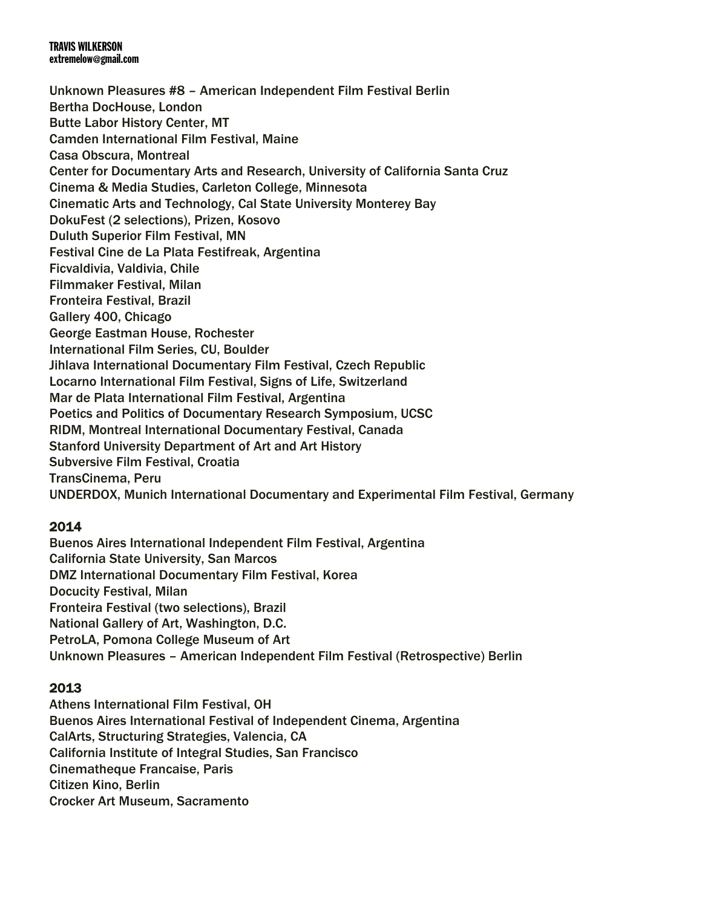Unknown Pleasures #8 – American Independent Film Festival Berlin
Bertha DocHouse, London
Butte Labor History Center, MT
Camden International Film Festival, Maine
Casa Obscura, Montreal
Center for Documentary Arts and Research, University of California Santa Cruz
Cinema & Media Studies, Carleton College, Minnesota
Cinematic Arts and Technology, Cal State University Monterey Bay
DokuFest (2 selections), Prizen, Kosovo
Duluth Superior Film Festival, MN
Festival Cine de La Plata Festifreak, Argentina
Ficvaldivia, Valdivia, Chile
Filmmaker Festival, Milan
Fronteira Festival, Brazil
Gallery 400, Chicago
George Eastman House, Rochester
International Film Series, CU, Boulder
Jihlava International Documentary Film Festival, Czech Republic
Locarno International Film Festival, Signs of Life, Switzerland
Mar de Plata International Film Festival, Argentina
Poetics and Politics of Documentary Research Symposium, UCSC
RIDM, Montreal International Documentary Festival, Canada
Stanford University Department of Art and Art History
Subversive Film Festival, Croatia
TransCinema, Peru
UNDERDOX, Munich International Documentary and Experimental Film Festival, Germany

## 2014

Buenos Aires International Independent Film Festival, Argentina
California State University, San Marcos
DMZ International Documentary Film Festival, Korea
Docucity Festival, Milan
Fronteira Festival (two selections), Brazil
National Gallery of Art, Washington, D.C.
PetroLA, Pomona College Museum of Art
Unknown Pleasures – American Independent Film Festival (Retrospective) Berlin

## 2013

Athens International Film Festival, OH
Buenos Aires International Festival of Independent Cinema, Argentina
CalArts, Structuring Strategies, Valencia, CA
California Institute of Integral Studies, San Francisco
Cinematheque Francaise, Paris
Citizen Kino, Berlin
Crocker Art Museum, Sacramento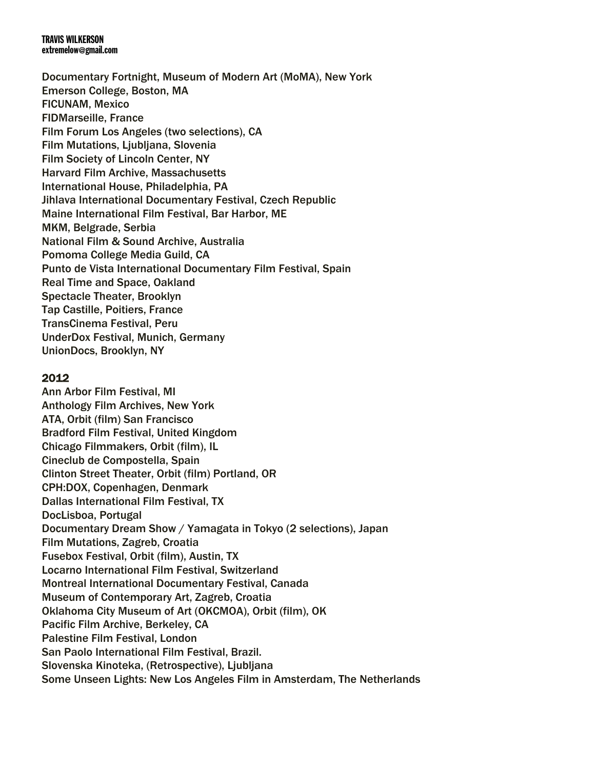Documentary Fortnight, Museum of Modern Art (MoMA), New York
Emerson College, Boston, MA
FICUNAM, Mexico
FIDMarseille, France
Film Forum Los Angeles (two selections), CA
Film Mutations, Ljubljana, Slovenia
Film Society of Lincoln Center, NY
Harvard Film Archive, Massachusetts
International House, Philadelphia, PA
Jihlava International Documentary Festival, Czech Republic
Maine International Film Festival, Bar Harbor, ME
MKM, Belgrade, Serbia
National Film & Sound Archive, Australia
Pomoma College Media Guild, CA
Punto de Vista International Documentary Film Festival, Spain
Real Time and Space, Oakland
Spectacle Theater, Brooklyn
Tap Castille, Poitiers, France
TransCinema Festival, Peru
UnderDox Festival, Munich, Germany
UnionDocs, Brooklyn, NY

## 2012

Ann Arbor Film Festival, MI
Anthology Film Archives, New York
ATA, Orbit (film) San Francisco
Bradford Film Festival, United Kingdom
Chicago Filmmakers, Orbit (film), IL
Cineclub de Compostella, Spain
Clinton Street Theater, Orbit (film) Portland, OR
CPH:DOX, Copenhagen, Denmark
Dallas International Film Festival, TX
DocLisboa, Portugal
Documentary Dream Show / Yamagata in Tokyo (2 selections), Japan
Film Mutations, Zagreb, Croatia
Fusebox Festival, Orbit (film), Austin, TX
Locarno International Film Festival, Switzerland
Montreal International Documentary Festival, Canada
Museum of Contemporary Art, Zagreb, Croatia
Oklahoma City Museum of Art (OKCMOA), Orbit (film), OK
Pacific Film Archive, Berkeley, CA
Palestine Film Festival, London
San Paolo International Film Festival, Brazil.
Slovenska Kinoteka, (Retrospective), Ljubljana
Some Unseen Lights: New Los Angeles Film in Amsterdam, The Netherlands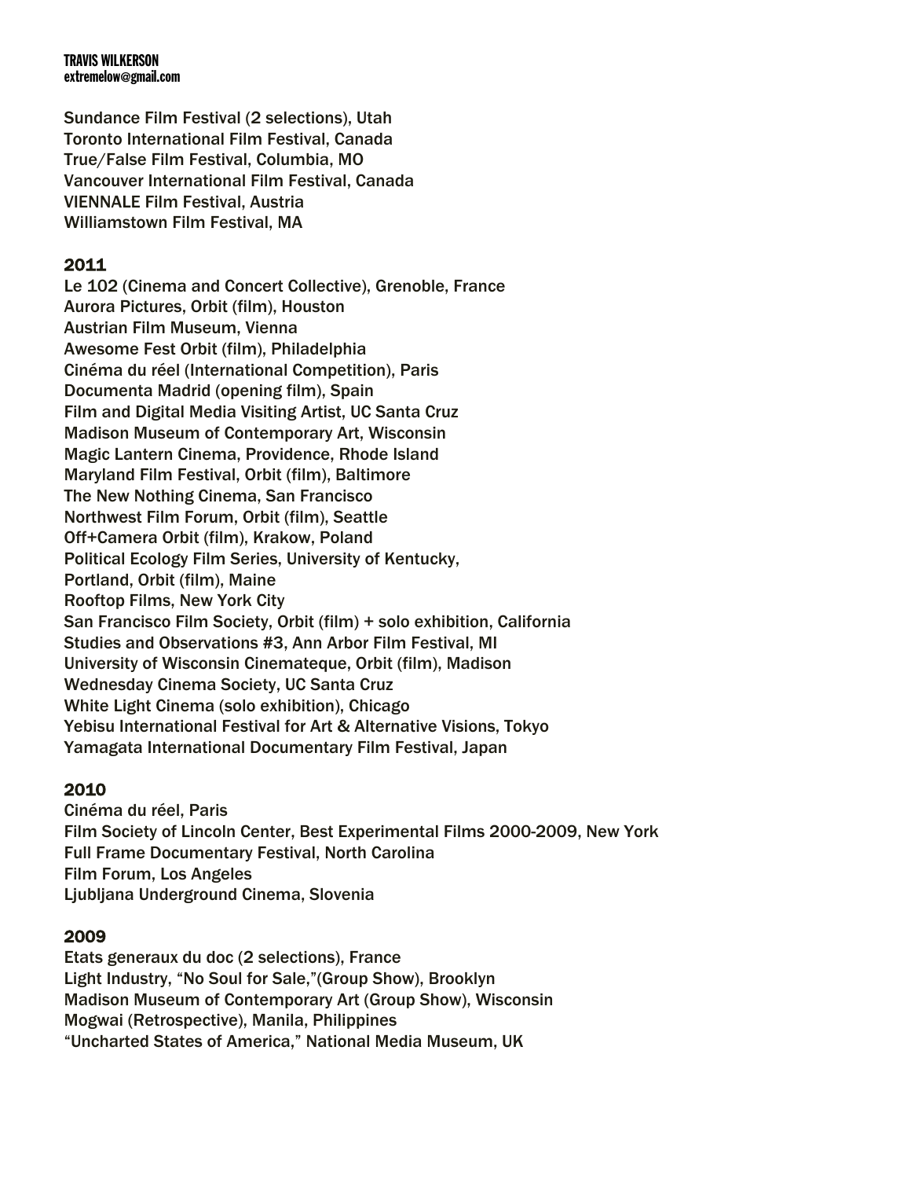Sundance Film Festival (2 selections), Utah
Toronto International Film Festival, Canada
True/False Film Festival, Columbia, MO
Vancouver International Film Festival, Canada
VIENNALE Film Festival, Austria
Williamstown Film Festival, MA

## 2011

Le 102 (Cinema and Concert Collective), Grenoble, France
Aurora Pictures, Orbit (film), Houston
Austrian Film Museum, Vienna
Awesome Fest Orbit (film), Philadelphia
Cinéma du réel (International Competition), Paris
Documenta Madrid (opening film), Spain
Film and Digital Media Visiting Artist, UC Santa Cruz
Madison Museum of Contemporary Art, Wisconsin
Magic Lantern Cinema, Providence, Rhode Island
Maryland Film Festival, Orbit (film), Baltimore
The New Nothing Cinema, San Francisco
Northwest Film Forum, Orbit (film), Seattle
Off+Camera Orbit (film), Krakow, Poland
Political Ecology Film Series, University of Kentucky,
Portland, Orbit (film), Maine
Rooftop Films, New York City
San Francisco Film Society, Orbit (film) + solo exhibition, California
Studies and Observations #3, Ann Arbor Film Festival, MI
University of Wisconsin Cinemateque, Orbit (film), Madison
Wednesday Cinema Society, UC Santa Cruz
White Light Cinema (solo exhibition), Chicago
Yebisu International Festival for Art & Alternative Visions, Tokyo
Yamagata International Documentary Film Festival, Japan

## 2010

Cinéma du réel, Paris
Film Society of Lincoln Center, Best Experimental Films 2000-2009, New York
Full Frame Documentary Festival, North Carolina
Film Forum, Los Angeles
Ljubljana Underground Cinema, Slovenia

## 2009

Etats generaux du doc (2 selections), France
Light Industry, “No Soul for Sale,”(Group Show), Brooklyn
Madison Museum of Contemporary Art (Group Show), Wisconsin
Mogwai (Retrospective), Manila, Philippines
“Uncharted States of America,” National Media Museum, UK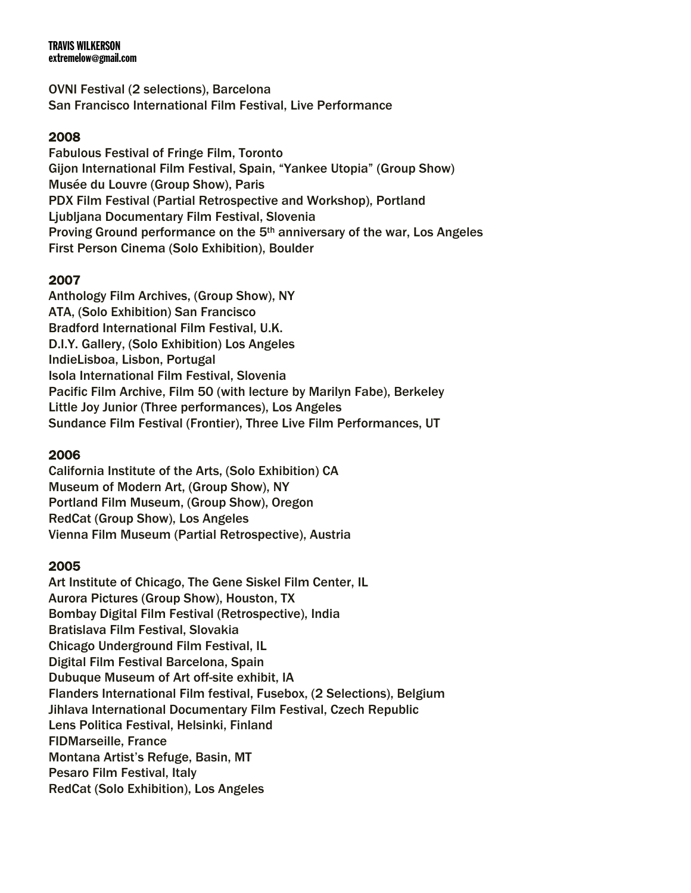OVNI Festival (2 selections), Barcelona
San Francisco International Film Festival, Live Performance

## 2008

Fabulous Festival of Fringe Film, Toronto
Gijon International Film Festival, Spain, "Yankee Utopia" (Group Show)
Musée du Louvre (Group Show), Paris
PDX Film Festival (Partial Retrospective and Workshop), Portland
Ljubljana Documentary Film Festival, Slovenia
Proving Ground performance on the 5th anniversary of the war, Los Angeles
First Person Cinema (Solo Exhibition), Boulder

## 2007

Anthology Film Archives, (Group Show), NY
ATA, (Solo Exhibition) San Francisco
Bradford International Film Festival, U.K.
D.I.Y. Gallery, (Solo Exhibition) Los Angeles
IndieLisboa, Lisbon, Portugal
Isola International Film Festival, Slovenia
Pacific Film Archive, Film 50 (with lecture by Marilyn Fabe), Berkeley
Little Joy Junior (Three performances), Los Angeles
Sundance Film Festival (Frontier), Three Live Film Performances, UT

## 2006

California Institute of the Arts, (Solo Exhibition) CA
Museum of Modern Art, (Group Show), NY
Portland Film Museum, (Group Show), Oregon
RedCat (Group Show), Los Angeles
Vienna Film Museum (Partial Retrospective), Austria

## 2005

Art Institute of Chicago, The Gene Siskel Film Center, IL
Aurora Pictures (Group Show), Houston, TX
Bombay Digital Film Festival (Retrospective), India
Bratislava Film Festival, Slovakia
Chicago Underground Film Festival, IL
Digital Film Festival Barcelona, Spain
Dubuque Museum of Art off-site exhibit, IA
Flanders International Film festival, Fusebox, (2 Selections), Belgium
Jihlava International Documentary Film Festival, Czech Republic
Lens Politica Festival, Helsinki, Finland
FIDMarseille, France
Montana Artist's Refuge, Basin, MT
Pesaro Film Festival, Italy
RedCat (Solo Exhibition), Los Angeles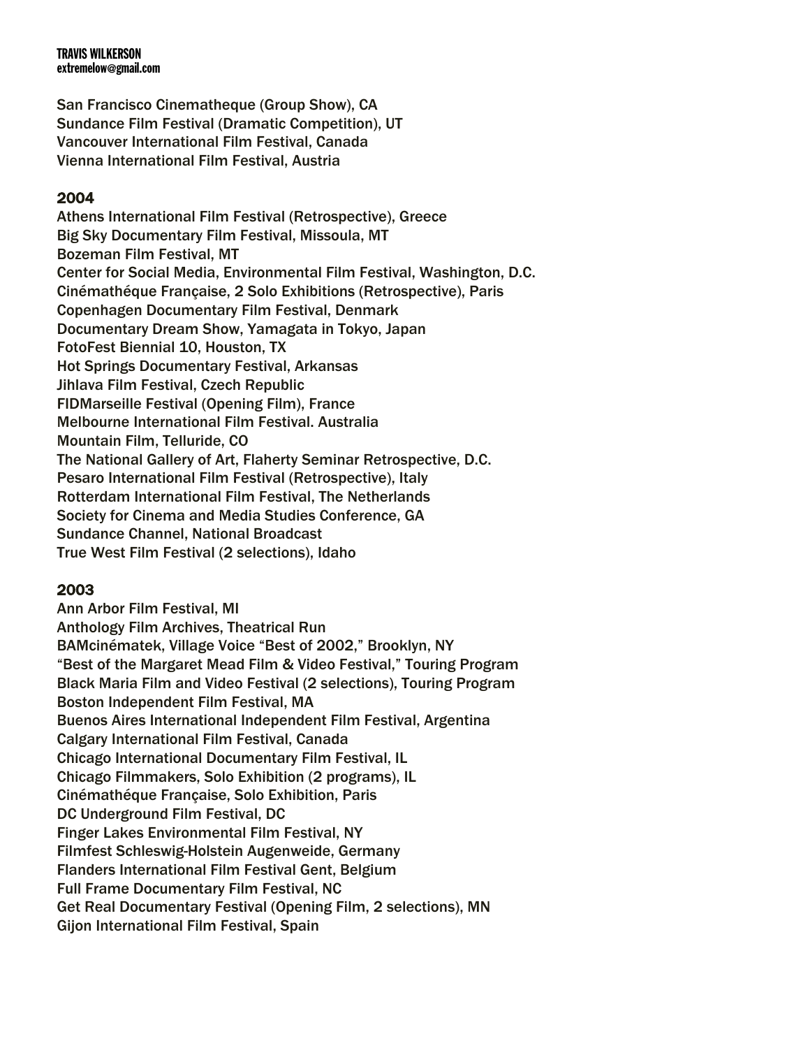San Francisco Cinematheque (Group Show), CA
Sundance Film Festival (Dramatic Competition), UT
Vancouver International Film Festival, Canada
Vienna International Film Festival, Austria

## 2004

Athens International Film Festival (Retrospective), Greece
Big Sky Documentary Film Festival, Missoula, MT
Bozeman Film Festival, MT
Center for Social Media, Environmental Film Festival, Washington, D.C.
Cinémathéque Française, 2 Solo Exhibitions (Retrospective), Paris
Copenhagen Documentary Film Festival, Denmark
Documentary Dream Show, Yamagata in Tokyo, Japan
FotoFest Biennial 10, Houston, TX
Hot Springs Documentary Festival, Arkansas
Jihlava Film Festival, Czech Republic
FIDMarseille Festival (Opening Film), France
Melbourne International Film Festival. Australia
Mountain Film, Telluride, CO
The National Gallery of Art, Flaherty Seminar Retrospective, D.C.
Pesaro International Film Festival (Retrospective), Italy
Rotterdam International Film Festival, The Netherlands
Society for Cinema and Media Studies Conference, GA
Sundance Channel, National Broadcast
True West Film Festival (2 selections), Idaho

## 2003

Ann Arbor Film Festival, MI
Anthology Film Archives, Theatrical Run
BAMcinématek, Village Voice "Best of 2002," Brooklyn, NY
"Best of the Margaret Mead Film & Video Festival," Touring Program
Black Maria Film and Video Festival (2 selections), Touring Program
Boston Independent Film Festival, MA
Buenos Aires International Independent Film Festival, Argentina
Calgary International Film Festival, Canada
Chicago International Documentary Film Festival, IL
Chicago Filmmakers, Solo Exhibition (2 programs), IL
Cinémathéque Française, Solo Exhibition, Paris
DC Underground Film Festival, DC
Finger Lakes Environmental Film Festival, NY
Filmfest Schleswig-Holstein Augenweide, Germany
Flanders International Film Festival Gent, Belgium
Full Frame Documentary Film Festival, NC
Get Real Documentary Festival (Opening Film, 2 selections), MN
Gijon International Film Festival, Spain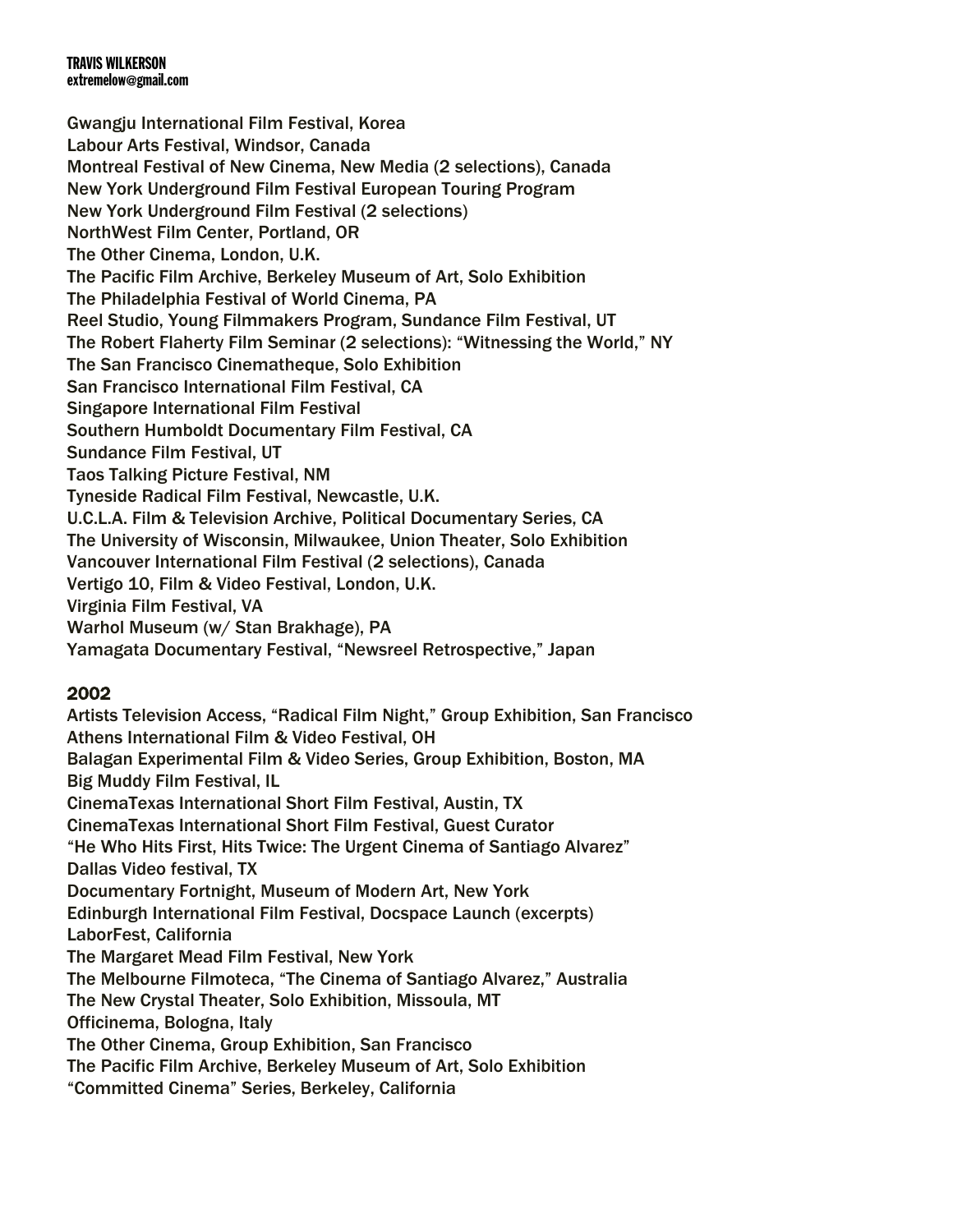Gwangju International Film Festival, Korea
Labour Arts Festival, Windsor, Canada
Montreal Festival of New Cinema, New Media (2 selections), Canada
New York Underground Film Festival European Touring Program
New York Underground Film Festival (2 selections)
NorthWest Film Center, Portland, OR
The Other Cinema, London, U.K.
The Pacific Film Archive, Berkeley Museum of Art, Solo Exhibition
The Philadelphia Festival of World Cinema, PA
Reel Studio, Young Filmmakers Program, Sundance Film Festival, UT
The Robert Flaherty Film Seminar (2 selections): "Witnessing the World," NY
The San Francisco Cinematheque, Solo Exhibition
San Francisco International Film Festival, CA
Singapore International Film Festival
Southern Humboldt Documentary Film Festival, CA
Sundance Film Festival, UT
Taos Talking Picture Festival, NM
Tyneside Radical Film Festival, Newcastle, U.K.
U.C.L.A. Film & Television Archive, Political Documentary Series, CA
The University of Wisconsin, Milwaukee, Union Theater, Solo Exhibition
Vancouver International Film Festival (2 selections), Canada
Vertigo 10, Film & Video Festival, London, U.K.
Virginia Film Festival, VA
Warhol Museum (w/ Stan Brakhage), PA
Yamagata Documentary Festival, "Newsreel Retrospective," Japan

## 2002

Artists Television Access, "Radical Film Night," Group Exhibition, San Francisco
Athens International Film & Video Festival, OH
Balagan Experimental Film & Video Series, Group Exhibition, Boston, MA
Big Muddy Film Festival, IL
CinemaTexas International Short Film Festival, Austin, TX
CinemaTexas International Short Film Festival, Guest Curator
"He Who Hits First, Hits Twice: The Urgent Cinema of Santiago Alvarez"
Dallas Video festival, TX
Documentary Fortnight, Museum of Modern Art, New York
Edinburgh International Film Festival, Docspace Launch (excerpts)
LaborFest, California
The Margaret Mead Film Festival, New York
The Melbourne Filmoteca, "The Cinema of Santiago Alvarez," Australia
The New Crystal Theater, Solo Exhibition, Missoula, MT
Officinema, Bologna, Italy
The Other Cinema, Group Exhibition, San Francisco
The Pacific Film Archive, Berkeley Museum of Art, Solo Exhibition
"Committed Cinema" Series, Berkeley, California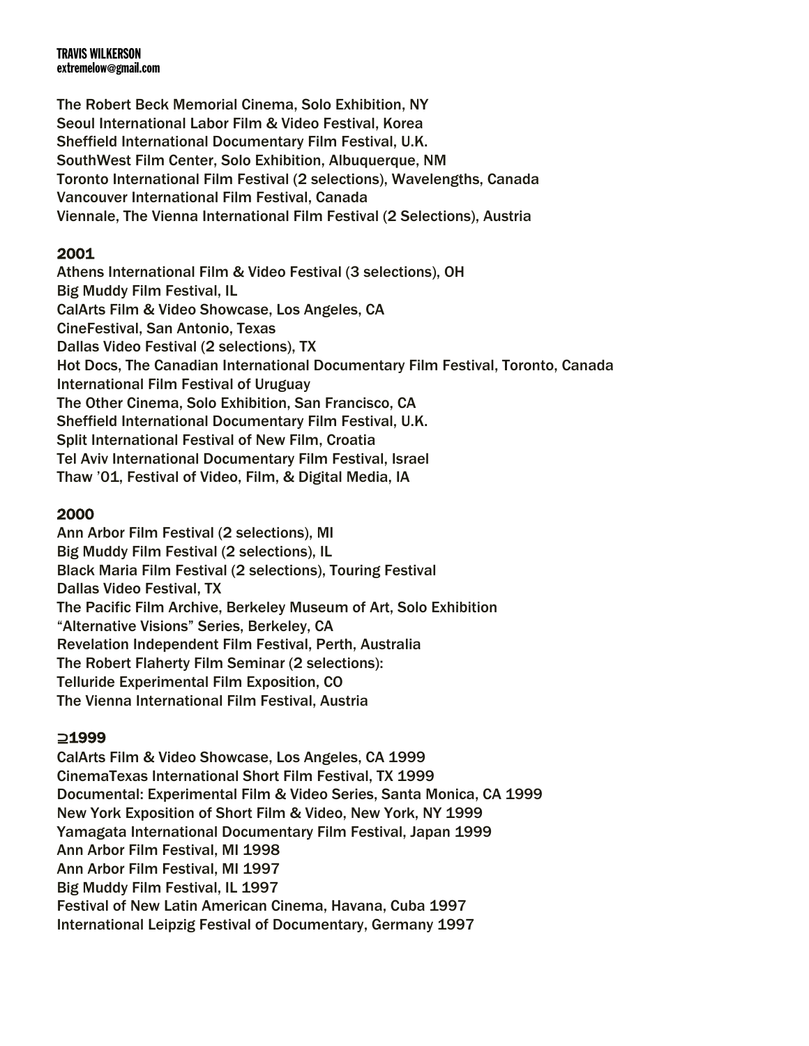The Robert Beck Memorial Cinema, Solo Exhibition, NY
Seoul International Labor Film & Video Festival, Korea
Sheffield International Documentary Film Festival, U.K.
SouthWest Film Center, Solo Exhibition, Albuquerque, NM
Toronto International Film Festival (2 selections), Wavelengths, Canada
Vancouver International Film Festival, Canada
Viennale, The Vienna International Film Festival (2 Selections), Austria

## 2001

Athens International Film & Video Festival (3 selections), OH
Big Muddy Film Festival, IL
CalArts Film & Video Showcase, Los Angeles, CA
CineFestival, San Antonio, Texas
Dallas Video Festival (2 selections), TX
Hot Docs, The Canadian International Documentary Film Festival, Toronto, Canada
International Film Festival of Uruguay
The Other Cinema, Solo Exhibition, San Francisco, CA
Sheffield International Documentary Film Festival, U.K.
Split International Festival of New Film, Croatia
Tel Aviv International Documentary Film Festival, Israel
Thaw '01, Festival of Video, Film, & Digital Media, IA

## 2000

Ann Arbor Film Festival (2 selections), MI
Big Muddy Film Festival (2 selections), IL
Black Maria Film Festival (2 selections), Touring Festival
Dallas Video Festival, TX
The Pacific Film Archive, Berkeley Museum of Art, Solo Exhibition
"Alternative Visions" Series, Berkeley, CA
Revelation Independent Film Festival, Perth, Australia
The Robert Flaherty Film Seminar (2 selections):
Telluride Experimental Film Exposition, CO
The Vienna International Film Festival, Austria

## ⊇1999

CalArts Film & Video Showcase, Los Angeles, CA 1999
CinemaTexas International Short Film Festival, TX 1999
Documental: Experimental Film & Video Series, Santa Monica, CA 1999
New York Exposition of Short Film & Video, New York, NY 1999
Yamagata International Documentary Film Festival, Japan 1999
Ann Arbor Film Festival, MI 1998
Ann Arbor Film Festival, MI 1997
Big Muddy Film Festival, IL 1997
Festival of New Latin American Cinema, Havana, Cuba 1997
International Leipzig Festival of Documentary, Germany 1997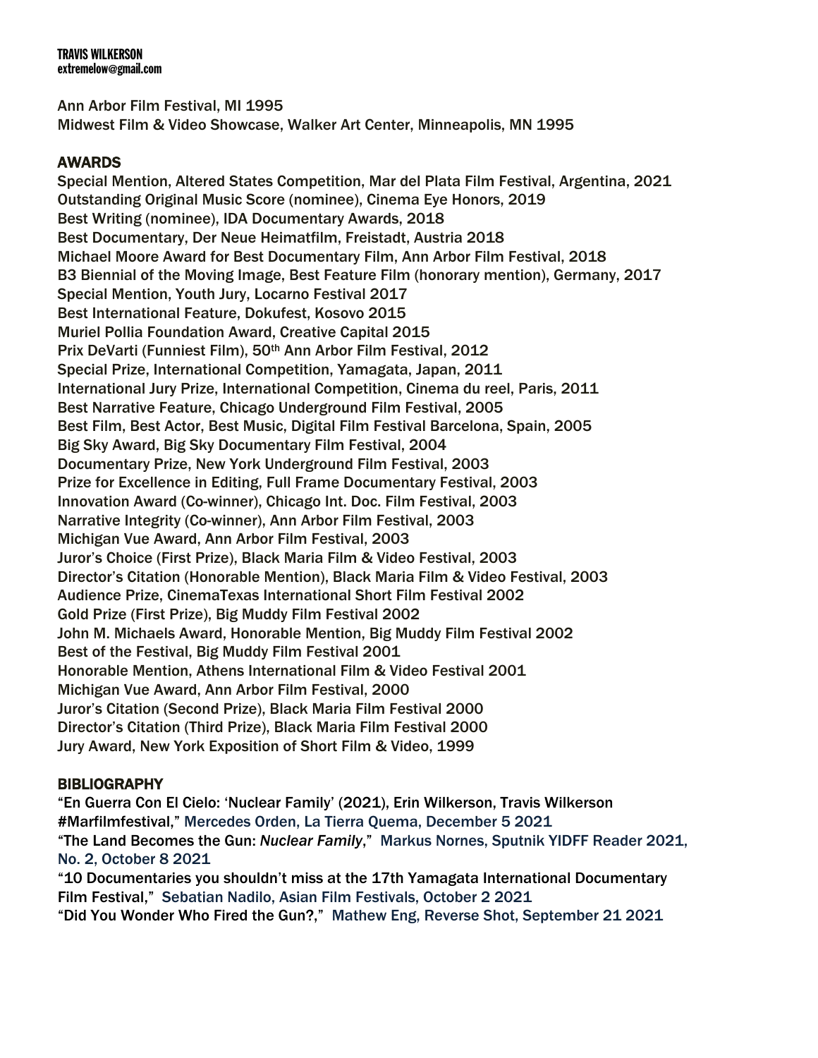Ann Arbor Film Festival, MI 1995
Midwest Film & Video Showcase, Walker Art Center, Minneapolis, MN 1995

## AWARDS

Special Mention, Altered States Competition, Mar del Plata Film Festival, Argentina, 2021
Outstanding Original Music Score (nominee), Cinema Eye Honors, 2019
Best Writing (nominee), IDA Documentary Awards, 2018
Best Documentary, Der Neue Heimatfilm, Freistadt, Austria 2018
Michael Moore Award for Best Documentary Film, Ann Arbor Film Festival, 2018
B3 Biennial of the Moving Image, Best Feature Film (honorary mention), Germany, 2017
Special Mention, Youth Jury, Locarno Festival 2017
Best International Feature, Dokufest, Kosovo 2015
Muriel Pollia Foundation Award, Creative Capital 2015
Prix DeVarti (Funniest Film), 50th Ann Arbor Film Festival, 2012
Special Prize, International Competition, Yamagata, Japan, 2011
International Jury Prize, International Competition, Cinema du reel, Paris, 2011
Best Narrative Feature, Chicago Underground Film Festival, 2005
Best Film, Best Actor, Best Music, Digital Film Festival Barcelona, Spain, 2005
Big Sky Award, Big Sky Documentary Film Festival, 2004
Documentary Prize, New York Underground Film Festival, 2003
Prize for Excellence in Editing, Full Frame Documentary Festival, 2003
Innovation Award (Co-winner), Chicago Int. Doc. Film Festival, 2003
Narrative Integrity (Co-winner), Ann Arbor Film Festival, 2003
Michigan Vue Award, Ann Arbor Film Festival, 2003
Juror's Choice (First Prize), Black Maria Film & Video Festival, 2003
Director's Citation (Honorable Mention), Black Maria Film & Video Festival, 2003
Audience Prize, CinemaTexas International Short Film Festival 2002
Gold Prize (First Prize), Big Muddy Film Festival 2002
John M. Michaels Award, Honorable Mention, Big Muddy Film Festival 2002
Best of the Festival, Big Muddy Film Festival 2001
Honorable Mention, Athens International Film & Video Festival 2001
Michigan Vue Award, Ann Arbor Film Festival, 2000
Juror's Citation (Second Prize), Black Maria Film Festival 2000
Director's Citation (Third Prize), Black Maria Film Festival 2000
Jury Award, New York Exposition of Short Film & Video, 1999

## BIBLIOGRAPHY

"En Guerra Con El Cielo: 'Nuclear Family' (2021), Erin Wilkerson, Travis Wilkerson #Marfilmfestival," Mercedes Orden, La Tierra Quema, December 5 2021
"The Land Becomes the Gun: *Nuclear Family*," Markus Nornes, Sputnik YIDFF Reader 2021, No. 2, October 8 2021
"10 Documentaries you shouldn't miss at the 17th Yamagata International Documentary Film Festival," Sebatian Nadilo, Asian Film Festivals, October 2 2021
"Did You Wonder Who Fired the Gun?," Mathew Eng, Reverse Shot, September 21 2021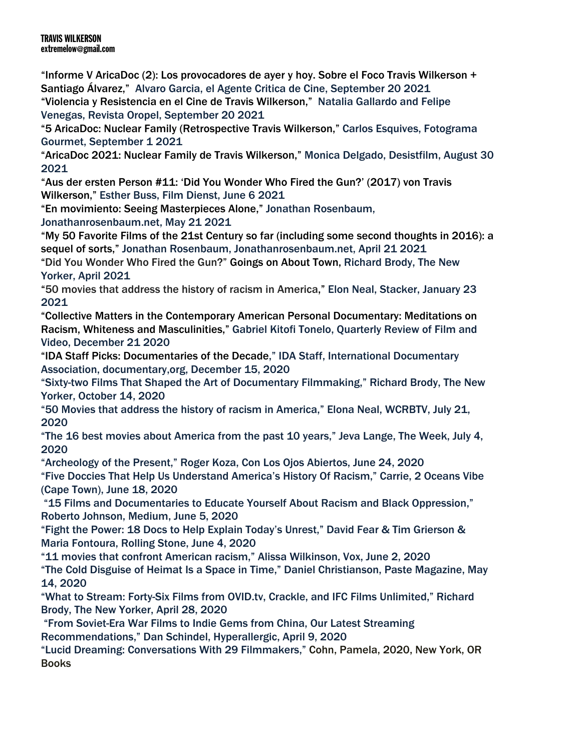**TRAVIS WILKERSON**
**extremelow@gmail.com**

"Informe V AricaDoc (2): Los provocadores de ayer y hoy. Sobre el Foco Travis Wilkerson + Santiago Álvarez," Alvaro Garcia, el Agente Critica de Cine, September 20 2021

"Violencia y Resistencia en el Cine de Travis Wilkerson," Natalia Gallardo and Felipe Venegas, Revista Oropel, September 20 2021

"5 AricaDoc: Nuclear Family (Retrospective Travis Wilkerson," Carlos Esquives, Fotograma Gourmet, September 1 2021

"AricaDoc 2021: Nuclear Family de Travis Wilkerson," Monica Delgado, Desistfilm, August 30 2021

"Aus der ersten Person #11: 'Did You Wonder Who Fired the Gun?' (2017) von Travis Wilkerson," Esther Buss, Film Dienst, June 6 2021

"En movimiento: Seeing Masterpieces Alone," Jonathan Rosenbaum, Jonathanrosenbaum.net, May 21 2021

"My 50 Favorite Films of the 21st Century so far (including some second thoughts in 2016): a sequel of sorts," Jonathan Rosenbaum, Jonathanrosenbaum.net, April 21 2021

"Did You Wonder Who Fired the Gun?" Goings on About Town, Richard Brody, The New Yorker, April 2021

"50 movies that address the history of racism in America," Elon Neal, Stacker, January 23 2021

"Collective Matters in the Contemporary American Personal Documentary: Meditations on Racism, Whiteness and Masculinities," Gabriel Kitofi Tonelo, Quarterly Review of Film and Video, December 21 2020

"IDA Staff Picks: Documentaries of the Decade," IDA Staff, International Documentary Association, documentary,org, December 15, 2020

"Sixty-two Films That Shaped the Art of Documentary Filmmaking," Richard Brody, The New Yorker, October 14, 2020

"50 Movies that address the history of racism in America," Elona Neal, WCRBTV, July 21, 2020

"The 16 best movies about America from the past 10 years," Jeva Lange, The Week, July 4, 2020

"Archeology of the Present," Roger Koza, Con Los Ojos Abiertos, June 24, 2020

"Five Doccies That Help Us Understand America's History Of Racism," Carrie, 2 Oceans Vibe (Cape Town), June 18, 2020

"15 Films and Documentaries to Educate Yourself About Racism and Black Oppression," Roberto Johnson, Medium, June 5, 2020

"Fight the Power: 18 Docs to Help Explain Today's Unrest," David Fear & Tim Grierson & Maria Fontoura, Rolling Stone, June 4, 2020

"11 movies that confront American racism," Alissa Wilkinson, Vox, June 2, 2020

"The Cold Disguise of Heimat Is a Space in Time," Daniel Christianson, Paste Magazine, May 14, 2020

"What to Stream: Forty-Six Films from OVID.tv, Crackle, and IFC Films Unlimited," Richard Brody, The New Yorker, April 28, 2020

"From Soviet-Era War Films to Indie Gems from China, Our Latest Streaming Recommendations," Dan Schindel, Hyperallergic, April 9, 2020

"Lucid Dreaming: Conversations With 29 Filmmakers," Cohn, Pamela, 2020, New York, OR Books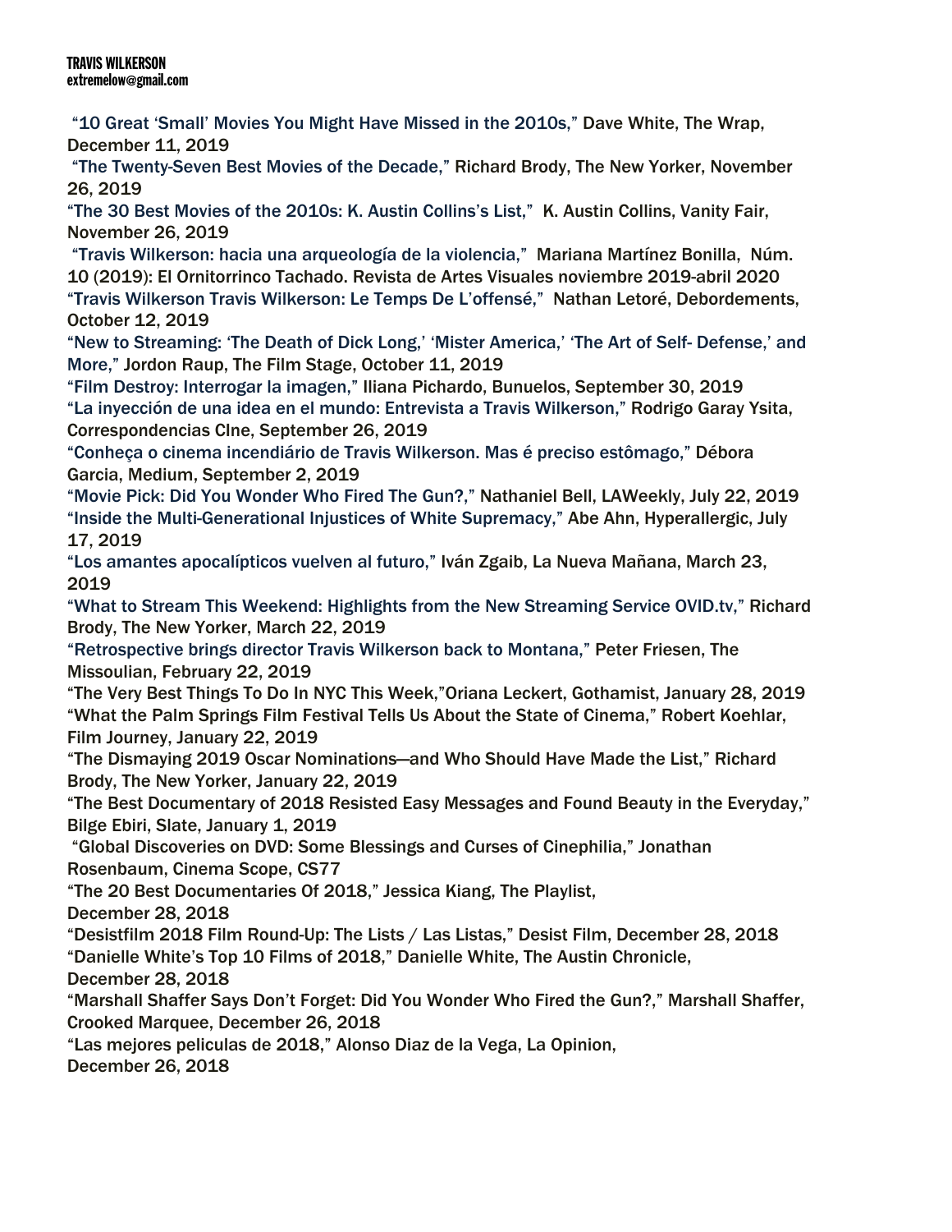**TRAVIS WILKERSON**
**extremelow@gmail.com**

"10 Great 'Small' Movies You Might Have Missed in the 2010s," Dave White, The Wrap, December 11, 2019

"The Twenty-Seven Best Movies of the Decade," Richard Brody, The New Yorker, November 26, 2019

"The 30 Best Movies of the 2010s: K. Austin Collins's List," K. Austin Collins, Vanity Fair, November 26, 2019

"Travis Wilkerson: hacia una arqueología de la violencia," Mariana Martínez Bonilla, Núm. 10 (2019): El Ornitorrinco Tachado. Revista de Artes Visuales noviembre 2019-abril 2020

"Travis Wilkerson Travis Wilkerson: Le Temps De L'offensé," Nathan Letoré, Debordements, October 12, 2019

"New to Streaming: 'The Death of Dick Long,' 'Mister America,' 'The Art of Self- Defense,' and More," Jordon Raup, The Film Stage, October 11, 2019

"Film Destroy: Interrogar la imagen," Iliana Pichardo, Bunuelos, September 30, 2019

"La inyección de una idea en el mundo: Entrevista a Travis Wilkerson," Rodrigo Garay Ysita, Correspondencias CIne, September 26, 2019

"Conheça o cinema incendiário de Travis Wilkerson. Mas é preciso estômago," Débora Garcia, Medium, September 2, 2019

"Movie Pick: Did You Wonder Who Fired The Gun?," Nathaniel Bell, LAWeekly, July 22, 2019

"Inside the Multi-Generational Injustices of White Supremacy," Abe Ahn, Hyperallergic, July 17, 2019

"Los amantes apocalípticos vuelven al futuro," Iván Zgaib, La Nueva Mañana, March 23, 2019

"What to Stream This Weekend: Highlights from the New Streaming Service OVID.tv," Richard Brody, The New Yorker, March 22, 2019

"Retrospective brings director Travis Wilkerson back to Montana," Peter Friesen, The Missoulian, February 22, 2019

"The Very Best Things To Do In NYC This Week,"Oriana Leckert, Gothamist, January 28, 2019

"What the Palm Springs Film Festival Tells Us About the State of Cinema," Robert Koehlar, Film Journey, January 22, 2019

"The Dismaying 2019 Oscar Nominations—and Who Should Have Made the List," Richard Brody, The New Yorker, January 22, 2019

"The Best Documentary of 2018 Resisted Easy Messages and Found Beauty in the Everyday," Bilge Ebiri, Slate, January 1, 2019

"Global Discoveries on DVD: Some Blessings and Curses of Cinephilia," Jonathan Rosenbaum, Cinema Scope, CS77

"The 20 Best Documentaries Of 2018," Jessica Kiang, The Playlist, December 28, 2018

"Desistfilm 2018 Film Round-Up: The Lists / Las Listas," Desist Film, December 28, 2018

"Danielle White's Top 10 Films of 2018," Danielle White, The Austin Chronicle, December 28, 2018

"Marshall Shaffer Says Don't Forget: Did You Wonder Who Fired the Gun?," Marshall Shaffer, Crooked Marquee, December 26, 2018

"Las mejores peliculas de 2018," Alonso Diaz de la Vega, La Opinion, December 26, 2018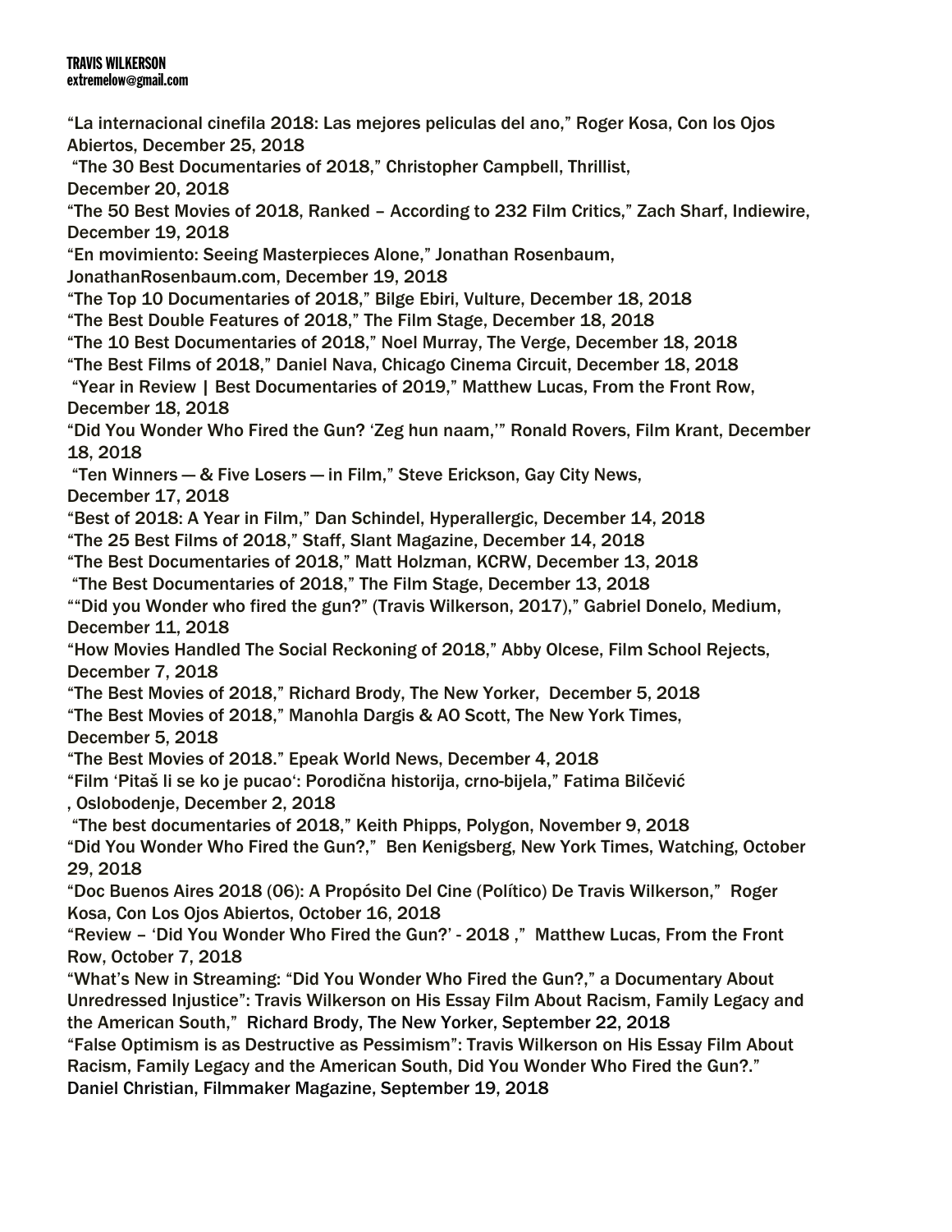**TRAVIS WILKERSON**
**extremelow@gmail.com**

"La internacional cinefila 2018: Las mejores peliculas del ano," Roger Kosa, Con los Ojos Abiertos, December 25, 2018

"The 30 Best Documentaries of 2018," Christopher Campbell, Thrillist, December 20, 2018

"The 50 Best Movies of 2018, Ranked – According to 232 Film Critics," Zach Sharf, Indiewire, December 19, 2018

"En movimiento: Seeing Masterpieces Alone," Jonathan Rosenbaum, JonathanRosenbaum.com, December 19, 2018

"The Top 10 Documentaries of 2018," Bilge Ebiri, Vulture, December 18, 2018

"The Best Double Features of 2018," The Film Stage, December 18, 2018

"The 10 Best Documentaries of 2018," Noel Murray, The Verge, December 18, 2018

"The Best Films of 2018," Daniel Nava, Chicago Cinema Circuit, December 18, 2018

"Year in Review | Best Documentaries of 2019," Matthew Lucas, From the Front Row, December 18, 2018

"Did You Wonder Who Fired the Gun? 'Zeg hun naam,'" Ronald Rovers, Film Krant, December 18, 2018

"Ten Winners — & Five Losers — in Film," Steve Erickson, Gay City News, December 17, 2018

"Best of 2018: A Year in Film," Dan Schindel, Hyperallergic, December 14, 2018

"The 25 Best Films of 2018," Staff, Slant Magazine, December 14, 2018

"The Best Documentaries of 2018," Matt Holzman, KCRW, December 13, 2018

"The Best Documentaries of 2018," The Film Stage, December 13, 2018

""Did you Wonder who fired the gun?" (Travis Wilkerson, 2017)," Gabriel Donelo, Medium, December 11, 2018

"How Movies Handled The Social Reckoning of 2018," Abby Olcese, Film School Rejects, December 7, 2018

"The Best Movies of 2018," Richard Brody, The New Yorker, December 5, 2018

"The Best Movies of 2018," Manohla Dargis & AO Scott, The New York Times, December 5, 2018

"The Best Movies of 2018." Epeak World News, December 4, 2018

"Film 'Pitaš li se ko je pucao': Porodična historija, crno-bijela," Fatima Bilčević, Oslobodenje, December 2, 2018

"The best documentaries of 2018," Keith Phipps, Polygon, November 9, 2018

"Did You Wonder Who Fired the Gun?," Ben Kenigsberg, New York Times, Watching, October 29, 2018

"Doc Buenos Aires 2018 (06): A Propósito Del Cine (Político) De Travis Wilkerson," Roger Kosa, Con Los Ojos Abiertos, October 16, 2018

"Review – 'Did You Wonder Who Fired the Gun?' - 2018 ," Matthew Lucas, From the Front Row, October 7, 2018

"What's New in Streaming: "Did You Wonder Who Fired the Gun?," a Documentary About Unredressed Injustice": Travis Wilkerson on His Essay Film About Racism, Family Legacy and the American South," Richard Brody, The New Yorker, September 22, 2018

"False Optimism is as Destructive as Pessimism": Travis Wilkerson on His Essay Film About Racism, Family Legacy and the American South, Did You Wonder Who Fired the Gun?." Daniel Christian, Filmmaker Magazine, September 19, 2018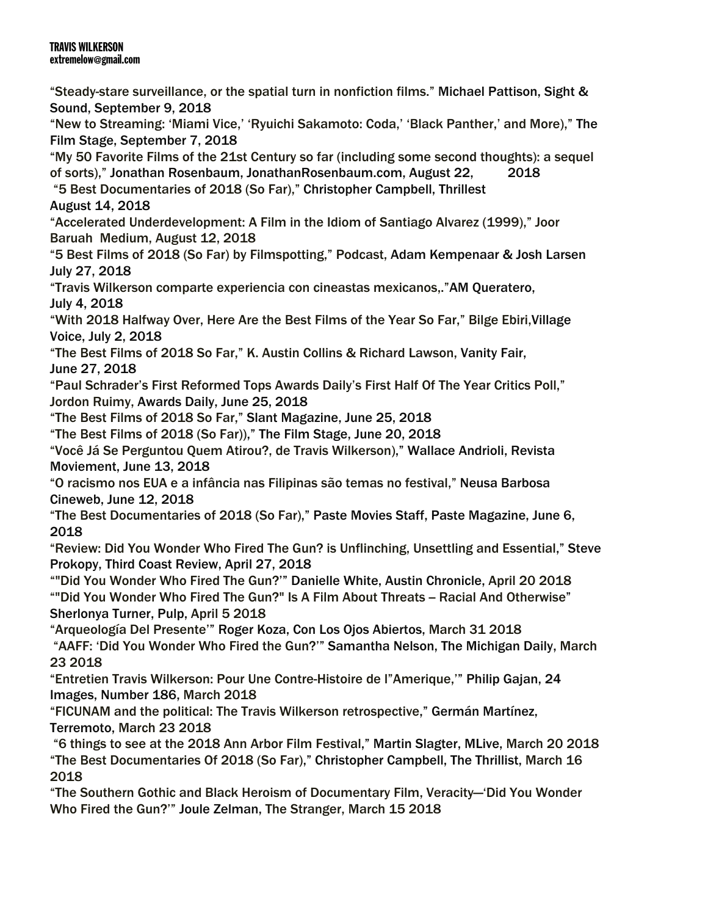**TRAVIS WILKERSON**
**extremelow@gmail.com**

"Steady-stare surveillance, or the spatial turn in nonfiction films." Michael Pattison, Sight & Sound, September 9, 2018
"New to Streaming: 'Miami Vice,' 'Ryuichi Sakamoto: Coda,' 'Black Panther,' and More)," The Film Stage, September 7, 2018
"My 50 Favorite Films of the 21st Century so far (including some second thoughts): a sequel of sorts)," Jonathan Rosenbaum, JonathanRosenbaum.com, August 22, 2018
"5 Best Documentaries of 2018 (So Far)," Christopher Campbell, Thrillest August 14, 2018
"Accelerated Underdevelopment: A Film in the Idiom of Santiago Alvarez (1999)," Joor Baruah Medium, August 12, 2018
"5 Best Films of 2018 (So Far) by Filmspotting," Podcast, Adam Kempenaar & Josh Larsen July 27, 2018
"Travis Wilkerson comparte experiencia con cineastas mexicanos,."AM Queratero, July 4, 2018
"With 2018 Halfway Over, Here Are the Best Films of the Year So Far," Bilge Ebiri,Village Voice, July 2, 2018
"The Best Films of 2018 So Far," K. Austin Collins & Richard Lawson, Vanity Fair, June 27, 2018
"Paul Schrader's First Reformed Tops Awards Daily's First Half Of The Year Critics Poll," Jordon Ruimy, Awards Daily, June 25, 2018
"The Best Films of 2018 So Far," Slant Magazine, June 25, 2018
"The Best Films of 2018 (So Far))," The Film Stage, June 20, 2018
"Você Já Se Perguntou Quem Atirou?, de Travis Wilkerson)," Wallace Andrioli, Revista Moviement, June 13, 2018
"O racismo nos EUA e a infância nas Filipinas são temas no festival," Neusa Barbosa Cineweb, June 12, 2018
"The Best Documentaries of 2018 (So Far)," Paste Movies Staff, Paste Magazine, June 6, 2018
"Review: Did You Wonder Who Fired The Gun? is Unflinching, Unsettling and Essential," Steve Prokopy, Third Coast Review, April 27, 2018
""Did You Wonder Who Fired The Gun?'" Danielle White, Austin Chronicle, April 20 2018
""Did You Wonder Who Fired The Gun?" Is A Film About Threats – Racial And Otherwise" Sherlonya Turner, Pulp, April 5 2018
"Arqueología Del Presente'" Roger Koza, Con Los Ojos Abiertos, March 31 2018
"AAFF: 'Did You Wonder Who Fired the Gun?'" Samantha Nelson, The Michigan Daily, March 23 2018
"Entretien Travis Wilkerson: Pour Une Contre-Histoire de l"Amerique,'" Philip Gajan, 24 Images, Number 186, March 2018
"FICUNAM and the political: The Travis Wilkerson retrospective," Germán Martínez, Terremoto, March 23 2018
"6 things to see at the 2018 Ann Arbor Film Festival," Martin Slagter, MLive, March 20 2018
"The Best Documentaries Of 2018 (So Far)," Christopher Campbell, The Thrillist, March 16 2018
"The Southern Gothic and Black Heroism of Documentary Film, Veracity—'Did You Wonder Who Fired the Gun?'" Joule Zelman, The Stranger, March 15 2018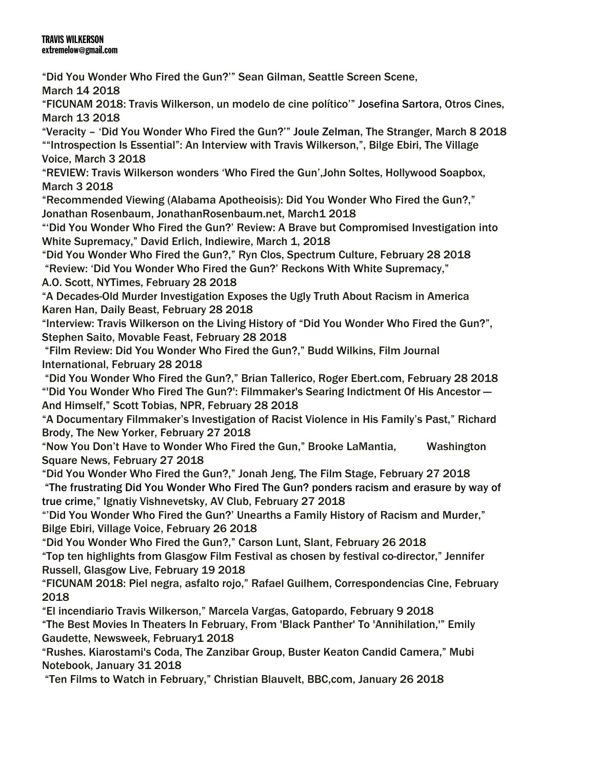**TRAVIS WILKERSON**
**extremelow@gmail.com**

“Did You Wonder Who Fired the Gun?’” Sean Gilman, Seattle Screen Scene, March 14 2018

“FICUNAM 2018: Travis Wilkerson, un modelo de cine político’” Josefina Sartora, Otros Cines, March 13 2018

“Veracity – ‘Did You Wonder Who Fired the Gun?’” Joule Zelman, The Stranger, March 8 2018

““Introspection Is Essential”: An Interview with Travis Wilkerson,”, Bilge Ebiri, The Village Voice, March 3 2018

“REVIEW: Travis Wilkerson wonders ‘Who Fired the Gun’,John Soltes, Hollywood Soapbox, March 3 2018

“Recommended Viewing (Alabama Apotheoisis): Did You Wonder Who Fired the Gun?,” Jonathan Rosenbaum, JonathanRosenbaum.net, March1 2018

“‘Did You Wonder Who Fired the Gun?’ Review: A Brave but Compromised Investigation into White Supremacy,” David Erlich, Indiewire, March 1, 2018

“Did You Wonder Who Fired the Gun?,” Ryn Clos, Spectrum Culture, February 28 2018

“Review: ‘Did You Wonder Who Fired the Gun?’ Reckons With White Supremacy,” A.O. Scott, NYTimes, February 28 2018

“A Decades-Old Murder Investigation Exposes the Ugly Truth About Racism in America Karen Han, Daily Beast, February 28 2018

“Interview: Travis Wilkerson on the Living History of “Did You Wonder Who Fired the Gun?”, Stephen Saito, Movable Feast, February 28 2018

“Film Review: Did You Wonder Who Fired the Gun?,” Budd Wilkins, Film Journal International, February 28 2018

“Did You Wonder Who Fired the Gun?,” Brian Tallerico, Roger Ebert.com, February 28 2018

“'Did You Wonder Who Fired The Gun?': Filmmaker's Searing Indictment Of His Ancestor — And Himself,” Scott Tobias, NPR, February 28 2018

“A Documentary Filmmaker’s Investigation of Racist Violence in His Family’s Past,” Richard Brody, The New Yorker, February 27 2018

“Now You Don’t Have to Wonder Who Fired the Gun,” Brooke LaMantia, Washington Square News, February 27 2018

“Did You Wonder Who Fired the Gun?,” Jonah Jeng, The Film Stage, February 27 2018

“The frustrating Did You Wonder Who Fired The Gun? ponders racism and erasure by way of true crime,” Ignatiy Vishnevetsky, AV Club, February 27 2018

“’Did You Wonder Who Fired the Gun?’ Unearths a Family History of Racism and Murder,” Bilge Ebiri, Village Voice, February 26 2018

“Did You Wonder Who Fired the Gun?,” Carson Lunt, Slant, February 26 2018

“Top ten highlights from Glasgow Film Festival as chosen by festival co-director,” Jennifer Russell, Glasgow Live, February 19 2018

“FICUNAM 2018: Piel negra, asfalto rojo,” Rafael Guilhem, Correspondencias Cine, February 2018

“El incendiario Travis Wilkerson,” Marcela Vargas, Gatopardo, February 9 2018

“The Best Movies In Theaters In February, From 'Black Panther' To 'Annihilation,'” Emily Gaudette, Newsweek, February1 2018

“Rushes. Kiarostami's Coda, The Zanzibar Group, Buster Keaton Candid Camera,” Mubi Notebook, January 31 2018

“Ten Films to Watch in February,” Christian Blauvelt, BBC,com, January 26 2018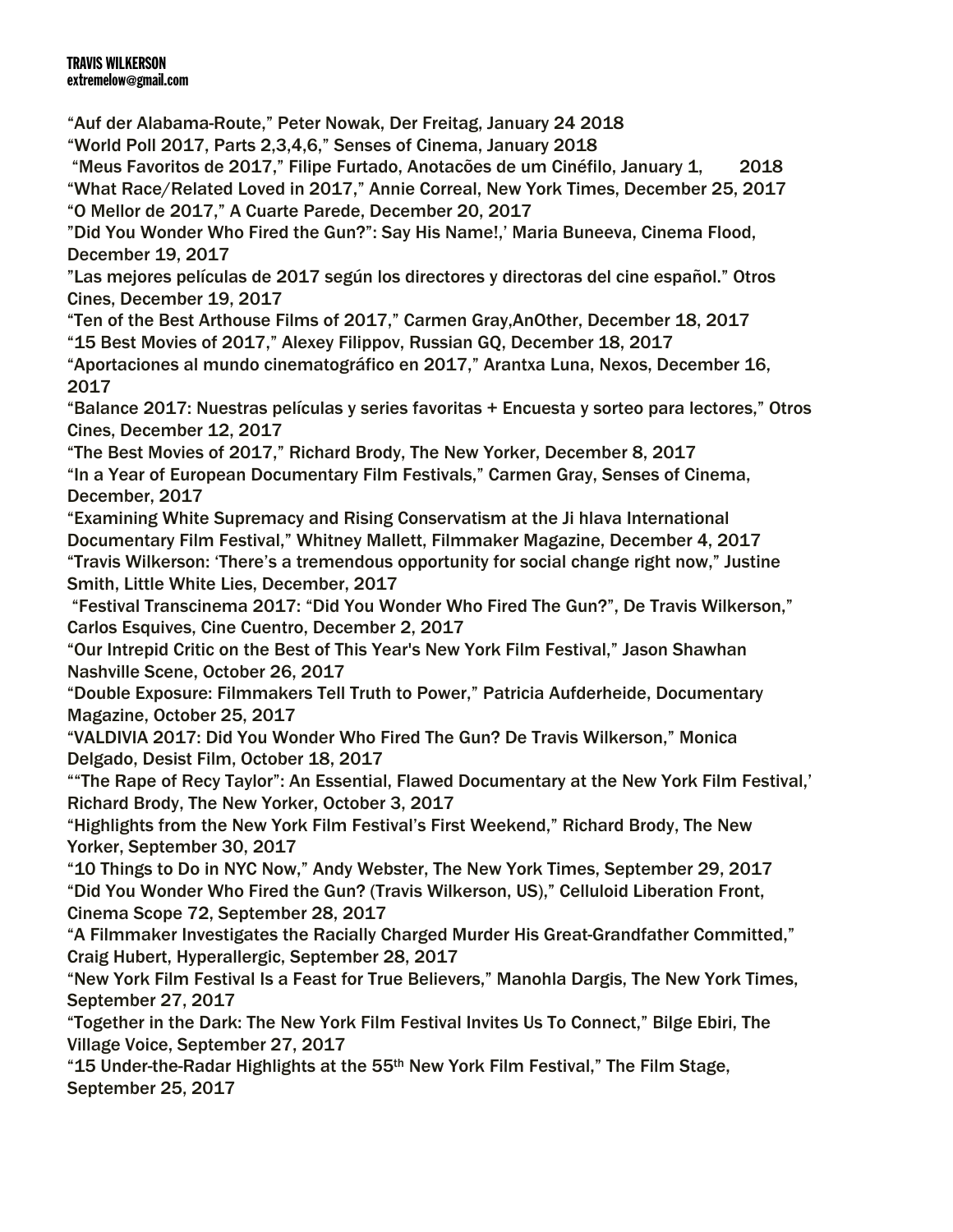**TRAVIS WILKERSON**
**extremelow@gmail.com**

"Auf der Alabama-Route," Peter Nowak, Der Freitag, January 24 2018
"World Poll 2017, Parts 2,3,4,6," Senses of Cinema, January 2018
"Meus Favoritos de 2017," Filipe Furtado, Anotacões de um Cinéfilo, January 1, 2018
"What Race/Related Loved in 2017," Annie Correal, New York Times, December 25, 2017
"O Mellor de 2017," A Cuarte Parede, December 20, 2017
"Did You Wonder Who Fired the Gun?": Say His Name!,' Maria Buneeva, Cinema Flood, December 19, 2017
"Las mejores películas de 2017 según los directores y directoras del cine español." Otros Cines, December 19, 2017
"Ten of the Best Arthouse Films of 2017," Carmen Gray,AnOther, December 18, 2017
"15 Best Movies of 2017," Alexey Filippov, Russian GQ, December 18, 2017
"Aportaciones al mundo cinematográfico en 2017," Arantxa Luna, Nexos, December 16, 2017
"Balance 2017: Nuestras películas y series favoritas + Encuesta y sorteo para lectores," Otros Cines, December 12, 2017
"The Best Movies of 2017," Richard Brody, The New Yorker, December 8, 2017
"In a Year of European Documentary Film Festivals," Carmen Gray, Senses of Cinema, December, 2017
"Examining White Supremacy and Rising Conservatism at the Ji hlava International Documentary Film Festival," Whitney Mallett, Filmmaker Magazine, December 4, 2017
"Travis Wilkerson: 'There's a tremendous opportunity for social change right now," Justine Smith, Little White Lies, December, 2017
"Festival Transcinema 2017: "Did You Wonder Who Fired The Gun?", De Travis Wilkerson," Carlos Esquives, Cine Cuentro, December 2, 2017
"Our Intrepid Critic on the Best of This Year's New York Film Festival," Jason Shawhan Nashville Scene, October 26, 2017
"Double Exposure: Filmmakers Tell Truth to Power," Patricia Aufderheide, Documentary Magazine, October 25, 2017
"VALDIVIA 2017: Did You Wonder Who Fired The Gun? De Travis Wilkerson," Monica Delgado, Desist Film, October 18, 2017
""The Rape of Recy Taylor": An Essential, Flawed Documentary at the New York Film Festival,' Richard Brody, The New Yorker, October 3, 2017
"Highlights from the New York Film Festival's First Weekend," Richard Brody, The New Yorker, September 30, 2017
"10 Things to Do in NYC Now," Andy Webster, The New York Times, September 29, 2017
"Did You Wonder Who Fired the Gun? (Travis Wilkerson, US)," Celluloid Liberation Front, Cinema Scope 72, September 28, 2017
"A Filmmaker Investigates the Racially Charged Murder His Great-Grandfather Committed," Craig Hubert, Hyperallergic, September 28, 2017
"New York Film Festival Is a Feast for True Believers," Manohla Dargis, The New York Times, September 27, 2017
"Together in the Dark: The New York Film Festival Invites Us To Connect," Bilge Ebiri, The Village Voice, September 27, 2017
"15 Under-the-Radar Highlights at the 55th New York Film Festival," The Film Stage, September 25, 2017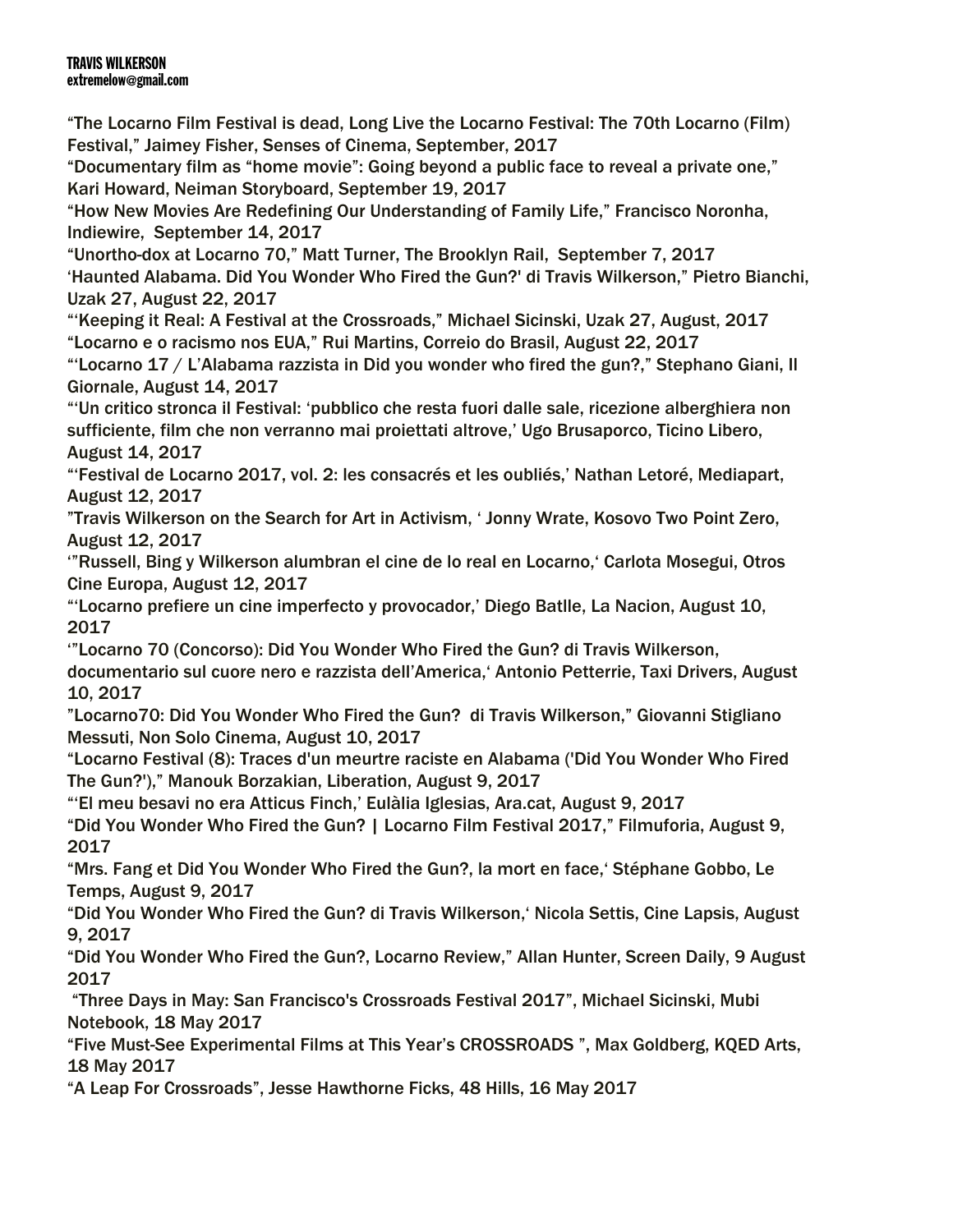**TRAVIS WILKERSON**
**extremelow@gmail.com**

"The Locarno Film Festival is dead, Long Live the Locarno Festival: The 70th Locarno (Film) Festival," Jaimey Fisher, Senses of Cinema, September, 2017
"Documentary film as "home movie": Going beyond a public face to reveal a private one," Kari Howard, Neiman Storyboard, September 19, 2017
"How New Movies Are Redefining Our Understanding of Family Life," Francisco Noronha, Indiewire, September 14, 2017
"Unortho-dox at Locarno 70," Matt Turner, The Brooklyn Rail, September 7, 2017
'Haunted Alabama. Did You Wonder Who Fired the Gun?' di Travis Wilkerson," Pietro Bianchi, Uzak 27, August 22, 2017
"'Keeping it Real: A Festival at the Crossroads," Michael Sicinski, Uzak 27, August, 2017
"Locarno e o racismo nos EUA," Rui Martins, Correio do Brasil, August 22, 2017
"'Locarno 17 / L'Alabama razzista in Did you wonder who fired the gun?," Stephano Giani, Il Giornale, August 14, 2017
"'Un critico stronca il Festival: 'pubblico che resta fuori dalle sale, ricezione alberghiera non sufficiente, film che non verranno mai proiettati altrove,' Ugo Brusaporco, Ticino Libero, August 14, 2017
"'Festival de Locarno 2017, vol. 2: les consacrés et les oubliés,' Nathan Letoré, Mediapart, August 12, 2017
"Travis Wilkerson on the Search for Art in Activism, ' Jonny Wrate, Kosovo Two Point Zero, August 12, 2017
'"Russell, Bing y Wilkerson alumbran el cine de lo real en Locarno,' Carlota Mosegui, Otros Cine Europa, August 12, 2017
"'Locarno prefiere un cine imperfecto y provocador,' Diego Batlle, La Nacion, August 10, 2017
'"Locarno 70 (Concorso): Did You Wonder Who Fired the Gun? di Travis Wilkerson, documentario sul cuore nero e razzista dell'America,' Antonio Petterrie, Taxi Drivers, August 10, 2017
"Locarno70: Did You Wonder Who Fired the Gun? di Travis Wilkerson," Giovanni Stigliano Messuti, Non Solo Cinema, August 10, 2017
"Locarno Festival (8): Traces d'un meurtre raciste en Alabama ('Did You Wonder Who Fired The Gun?')," Manouk Borzakian, Liberation, August 9, 2017
"'El meu besavi no era Atticus Finch,' Eulàlia Iglesias, Ara.cat, August 9, 2017
"Did You Wonder Who Fired the Gun? | Locarno Film Festival 2017," Filmuforia, August 9, 2017
"Mrs. Fang et Did You Wonder Who Fired the Gun?, la mort en face,' Stéphane Gobbo, Le Temps, August 9, 2017
"Did You Wonder Who Fired the Gun? di Travis Wilkerson,' Nicola Settis, Cine Lapsis, August 9, 2017
"Did You Wonder Who Fired the Gun?, Locarno Review," Allan Hunter, Screen Daily, 9 August 2017
"Three Days in May: San Francisco's Crossroads Festival 2017", Michael Sicinski, Mubi Notebook, 18 May 2017
"Five Must-See Experimental Films at This Year's CROSSROADS ", Max Goldberg, KQED Arts, 18 May 2017
"A Leap For Crossroads", Jesse Hawthorne Ficks, 48 Hills, 16 May 2017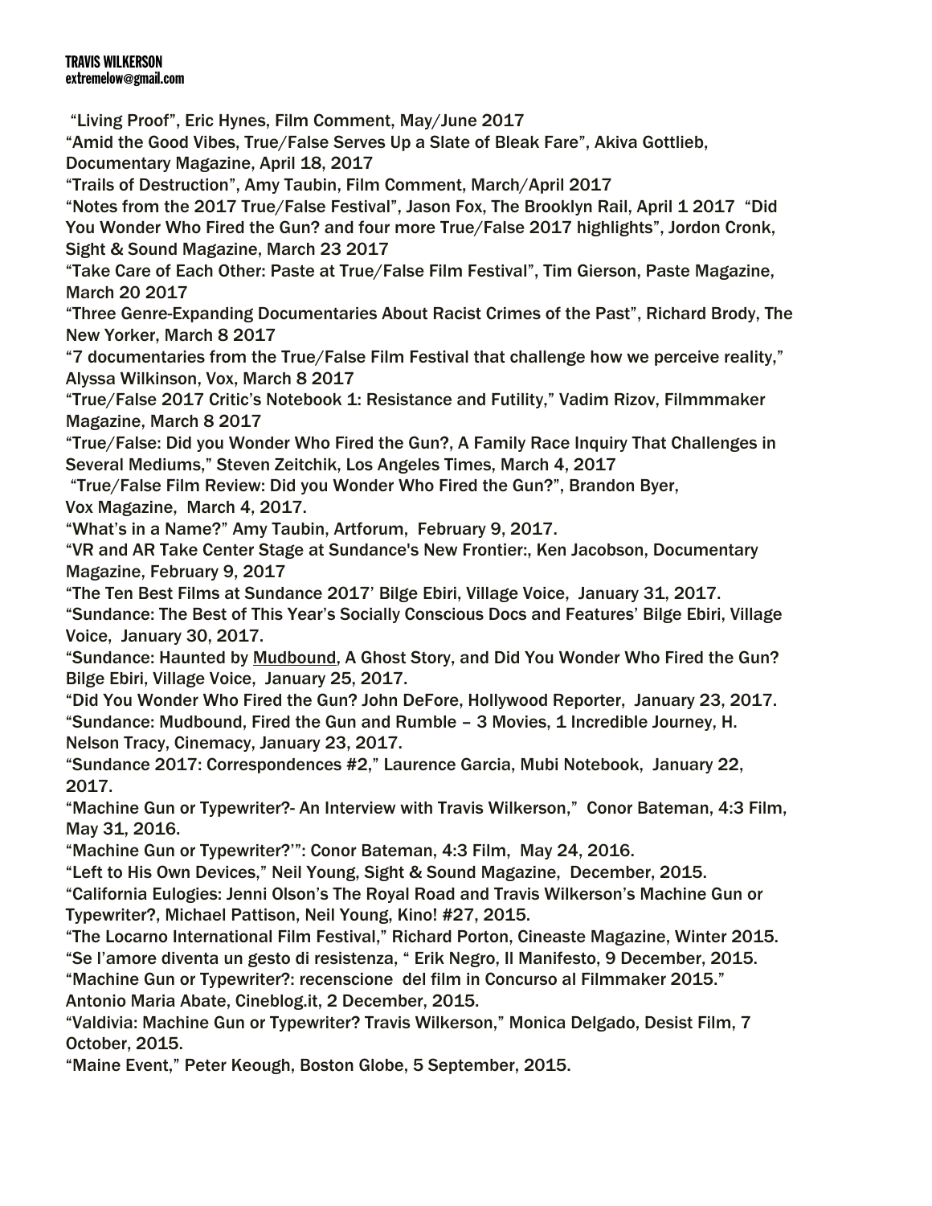**TRAVIS WILKERSON**
**extremelow@gmail.com**

"Living Proof", Eric Hynes, Film Comment, May/June 2017

"Amid the Good Vibes, True/False Serves Up a Slate of Bleak Fare", Akiva Gottlieb, Documentary Magazine, April 18, 2017

"Trails of Destruction", Amy Taubin, Film Comment, March/April 2017

"Notes from the 2017 True/False Festival", Jason Fox, The Brooklyn Rail, April 1 2017 "Did You Wonder Who Fired the Gun? and four more True/False 2017 highlights", Jordon Cronk, Sight & Sound Magazine, March 23 2017

"Take Care of Each Other: Paste at True/False Film Festival", Tim Gierson, Paste Magazine, March 20 2017

"Three Genre-Expanding Documentaries About Racist Crimes of the Past", Richard Brody, The New Yorker, March 8 2017

"7 documentaries from the True/False Film Festival that challenge how we perceive reality," Alyssa Wilkinson, Vox, March 8 2017

"True/False 2017 Critic's Notebook 1: Resistance and Futility," Vadim Rizov, Filmmmaker Magazine, March 8 2017

"True/False: Did you Wonder Who Fired the Gun?, A Family Race Inquiry That Challenges in Several Mediums," Steven Zeitchik, Los Angeles Times, March 4, 2017

"True/False Film Review: Did you Wonder Who Fired the Gun?", Brandon Byer, Vox Magazine, March 4, 2017.

"What's in a Name?" Amy Taubin, Artforum, February 9, 2017.

"VR and AR Take Center Stage at Sundance's New Frontier:, Ken Jacobson, Documentary Magazine, February 9, 2017

"The Ten Best Films at Sundance 2017' Bilge Ebiri, Village Voice, January 31, 2017.

"Sundance: The Best of This Year's Socially Conscious Docs and Features' Bilge Ebiri, Village Voice, January 30, 2017.

"Sundance: Haunted by <u>Mudbound</u>, A Ghost Story, and Did You Wonder Who Fired the Gun? Bilge Ebiri, Village Voice, January 25, 2017.

"Did You Wonder Who Fired the Gun? John DeFore, Hollywood Reporter, January 23, 2017.

"Sundance: Mudbound, Fired the Gun and Rumble – 3 Movies, 1 Incredible Journey, H. Nelson Tracy, Cinemacy, January 23, 2017.

"Sundance 2017: Correspondences #2," Laurence Garcia, Mubi Notebook, January 22, 2017.

"Machine Gun or Typewriter?- An Interview with Travis Wilkerson," Conor Bateman, 4:3 Film, May 31, 2016.

"Machine Gun or Typewriter?'": Conor Bateman, 4:3 Film, May 24, 2016.

"Left to His Own Devices," Neil Young, Sight & Sound Magazine, December, 2015.

"California Eulogies: Jenni Olson's The Royal Road and Travis Wilkerson's Machine Gun or Typewriter?, Michael Pattison, Neil Young, Kino! #27, 2015.

"The Locarno International Film Festival," Richard Porton, Cineaste Magazine, Winter 2015.

"Se l'amore diventa un gesto di resistenza, " Erik Negro, Il Manifesto, 9 December, 2015.

"Machine Gun or Typewriter?: recenscione del film in Concurso al Filmmaker 2015." Antonio Maria Abate, Cineblog.it, 2 December, 2015.

"Valdivia: Machine Gun or Typewriter? Travis Wilkerson," Monica Delgado, Desist Film, 7 October, 2015.

"Maine Event," Peter Keough, Boston Globe, 5 September, 2015.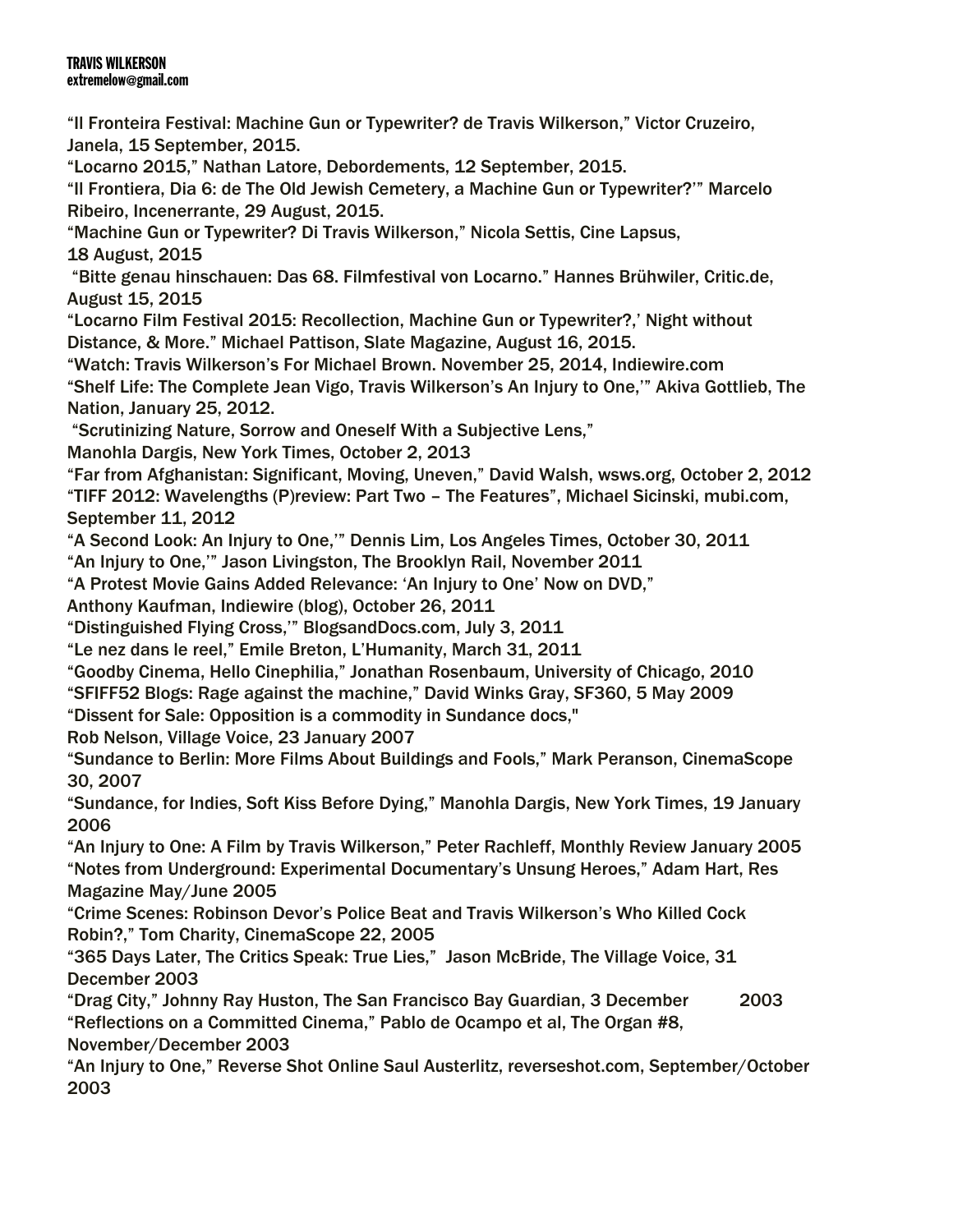**TRAVIS WILKERSON**
**extremelow@gmail.com**

“Il Fronteira Festival: Machine Gun or Typewriter? de Travis Wilkerson,” Victor Cruzeiro, Janela, 15 September, 2015.

“Locarno 2015,” Nathan Latore, Debordements, 12 September, 2015.

“Il Frontiera, Dia 6: de The Old Jewish Cemetery, a Machine Gun or Typewriter?’” Marcelo Ribeiro, Incenerrante, 29 August, 2015.

“Machine Gun or Typewriter? Di Travis Wilkerson,” Nicola Settis, Cine Lapsus, 18 August, 2015

“Bitte genau hinschauen: Das 68. Filmfestival von Locarno.” Hannes Brühwiler, Critic.de, August 15, 2015

“Locarno Film Festival 2015: Recollection, Machine Gun or Typewriter?,’ Night without Distance, & More.” Michael Pattison, Slate Magazine, August 16, 2015.

“Watch: Travis Wilkerson’s For Michael Brown. November 25, 2014, Indiewire.com

“Shelf Life: The Complete Jean Vigo, Travis Wilkerson’s An Injury to One,’” Akiva Gottlieb, The Nation, January 25, 2012.

“Scrutinizing Nature, Sorrow and Oneself With a Subjective Lens,” Manohla Dargis, New York Times, October 2, 2013

“Far from Afghanistan: Significant, Moving, Uneven,” David Walsh, wsws.org, October 2, 2012

“TIFF 2012: Wavelengths (P)review: Part Two – The Features”, Michael Sicinski, mubi.com, September 11, 2012

“A Second Look: An Injury to One,’” Dennis Lim, Los Angeles Times, October 30, 2011

“An Injury to One,’” Jason Livingston, The Brooklyn Rail, November 2011

“A Protest Movie Gains Added Relevance: ‘An Injury to One’ Now on DVD,” Anthony Kaufman, Indiewire (blog), October 26, 2011

“Distinguished Flying Cross,’” BlogsandDocs.com, July 3, 2011

“Le nez dans le reel,” Emile Breton, L’Humanity, March 31, 2011

“Goodby Cinema, Hello Cinephilia,” Jonathan Rosenbaum, University of Chicago, 2010

“SFIFF52 Blogs: Rage against the machine,” David Winks Gray, SF360, 5 May 2009

“Dissent for Sale: Opposition is a commodity in Sundance docs," Rob Nelson, Village Voice, 23 January 2007

“Sundance to Berlin: More Films About Buildings and Fools,” Mark Peranson, CinemaScope 30, 2007

“Sundance, for Indies, Soft Kiss Before Dying,” Manohla Dargis, New York Times, 19 January 2006

“An Injury to One: A Film by Travis Wilkerson,” Peter Rachleff, Monthly Review January 2005

“Notes from Underground: Experimental Documentary’s Unsung Heroes,” Adam Hart, Res Magazine May/June 2005

“Crime Scenes: Robinson Devor’s Police Beat and Travis Wilkerson’s Who Killed Cock Robin?,” Tom Charity, CinemaScope 22, 2005

“365 Days Later, The Critics Speak: True Lies,” Jason McBride, The Village Voice, 31 December 2003

“Drag City,” Johnny Ray Huston, The San Francisco Bay Guardian, 3 December 2003

“Reflections on a Committed Cinema,” Pablo de Ocampo et al, The Organ #8, November/December 2003

“An Injury to One,” Reverse Shot Online Saul Austerlitz, reverseshot.com, September/October 2003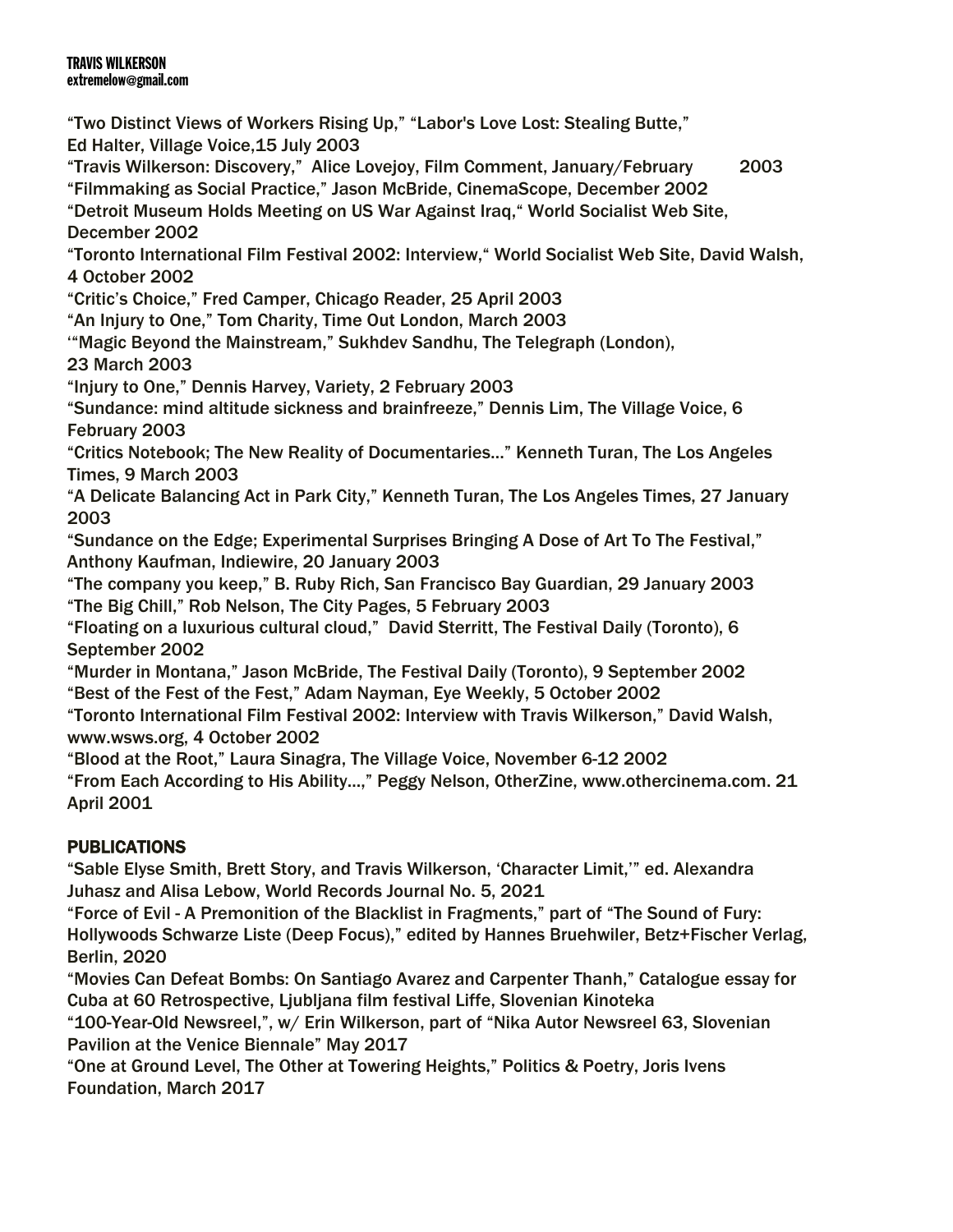“Two Distinct Views of Workers Rising Up,” “Labor's Love Lost: Stealing Butte,” Ed Halter, Village Voice,15 July 2003

“Travis Wilkerson: Discovery,” Alice Lovejoy, Film Comment, January/February 2003

“Filmmaking as Social Practice,” Jason McBride, CinemaScope, December 2002

“Detroit Museum Holds Meeting on US War Against Iraq,“ World Socialist Web Site, December 2002

“Toronto International Film Festival 2002: Interview,“ World Socialist Web Site, David Walsh, 4 October 2002

“Critic’s Choice,” Fred Camper, Chicago Reader, 25 April 2003

“An Injury to One,” Tom Charity, Time Out London, March 2003

‘“Magic Beyond the Mainstream,” Sukhdev Sandhu, The Telegraph (London), 23 March 2003

“Injury to One,” Dennis Harvey, Variety, 2 February 2003

“Sundance: mind altitude sickness and brainfreeze,” Dennis Lim, The Village Voice, 6 February 2003

“Critics Notebook; The New Reality of Documentaries…” Kenneth Turan, The Los Angeles Times, 9 March 2003

“A Delicate Balancing Act in Park City,” Kenneth Turan, The Los Angeles Times, 27 January 2003

“Sundance on the Edge; Experimental Surprises Bringing A Dose of Art To The Festival,” Anthony Kaufman, Indiewire, 20 January 2003

“The company you keep,” B. Ruby Rich, San Francisco Bay Guardian, 29 January 2003

“The Big Chill,” Rob Nelson, The City Pages, 5 February 2003

“Floating on a luxurious cultural cloud,” David Sterritt, The Festival Daily (Toronto), 6 September 2002

“Murder in Montana,” Jason McBride, The Festival Daily (Toronto), 9 September 2002

“Best of the Fest of the Fest,” Adam Nayman, Eye Weekly, 5 October 2002

“Toronto International Film Festival 2002: Interview with Travis Wilkerson,” David Walsh, www.wsws.org, 4 October 2002

“Blood at the Root,” Laura Sinagra, The Village Voice, November 6-12 2002

“From Each According to His Ability…,” Peggy Nelson, OtherZine, www.othercinema.com. 21 April 2001

## PUBLICATIONS

“Sable Elyse Smith, Brett Story, and Travis Wilkerson, ‘Character Limit,’” ed. Alexandra Juhasz and Alisa Lebow, World Records Journal No. 5, 2021

“Force of Evil - A Premonition of the Blacklist in Fragments,” part of “The Sound of Fury: Hollywoods Schwarze Liste (Deep Focus),” edited by Hannes Bruehwiler, Betz+Fischer Verlag, Berlin, 2020

“Movies Can Defeat Bombs: On Santiago Avarez and Carpenter Thanh,” Catalogue essay for Cuba at 60 Retrospective, Ljubljana film festival Liffe, Slovenian Kinoteka

“100-Year-Old Newsreel,”, w/ Erin Wilkerson, part of “Nika Autor Newsreel 63, Slovenian Pavilion at the Venice Biennale” May 2017

“One at Ground Level, The Other at Towering Heights,” Politics & Poetry, Joris Ivens Foundation, March 2017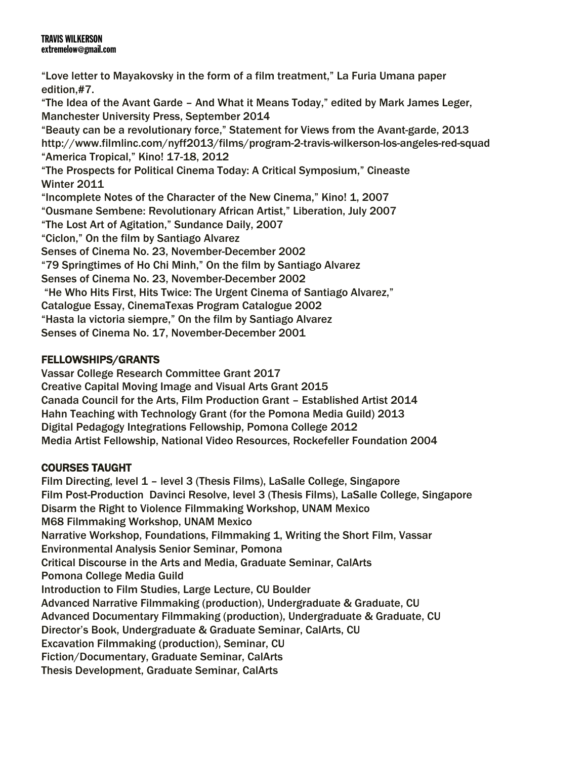“Love letter to Mayakovsky in the form of a film treatment,” La Furia Umana paper edition,#7.
“The Idea of the Avant Garde – And What it Means Today,” edited by Mark James Leger, Manchester University Press, September 2014
“Beauty can be a revolutionary force,” Statement for Views from the Avant-garde, 2013
http://www.filmlinc.com/nyff2013/films/program-2-travis-wilkerson-los-angeles-red-squad
“America Tropical,” Kino! 17-18, 2012
“The Prospects for Political Cinema Today: A Critical Symposium,” Cineaste Winter 2011
“Incomplete Notes of the Character of the New Cinema,” Kino! 1, 2007
“Ousmane Sembene: Revolutionary African Artist,” Liberation, July 2007
“The Lost Art of Agitation,” Sundance Daily, 2007
“Ciclon,” On the film by Santiago Alvarez
Senses of Cinema No. 23, November-December 2002
“79 Springtimes of Ho Chi Minh,” On the film by Santiago Alvarez
Senses of Cinema No. 23, November-December 2002
“He Who Hits First, Hits Twice: The Urgent Cinema of Santiago Alvarez,”
Catalogue Essay, CinemaTexas Program Catalogue 2002
“Hasta la victoria siempre,” On the film by Santiago Alvarez
Senses of Cinema No. 17, November-December 2001

## FELLOWSHIPS/GRANTS

Vassar College Research Committee Grant 2017
Creative Capital Moving Image and Visual Arts Grant 2015
Canada Council for the Arts, Film Production Grant – Established Artist 2014
Hahn Teaching with Technology Grant (for the Pomona Media Guild) 2013
Digital Pedagogy Integrations Fellowship, Pomona College 2012
Media Artist Fellowship, National Video Resources, Rockefeller Foundation 2004

## COURSES TAUGHT

Film Directing, level 1 – level 3 (Thesis Films), LaSalle College, Singapore
Film Post-Production Davinci Resolve, level 3 (Thesis Films), LaSalle College, Singapore
Disarm the Right to Violence Filmmaking Workshop, UNAM Mexico
M68 Filmmaking Workshop, UNAM Mexico
Narrative Workshop, Foundations, Filmmaking 1, Writing the Short Film, Vassar
Environmental Analysis Senior Seminar, Pomona
Critical Discourse in the Arts and Media, Graduate Seminar, CalArts
Pomona College Media Guild
Introduction to Film Studies, Large Lecture, CU Boulder
Advanced Narrative Filmmaking (production), Undergraduate & Graduate, CU
Advanced Documentary Filmmaking (production), Undergraduate & Graduate, CU
Director’s Book, Undergraduate & Graduate Seminar, CalArts, CU
Excavation Filmmaking (production), Seminar, CU
Fiction/Documentary, Graduate Seminar, CalArts
Thesis Development, Graduate Seminar, CalArts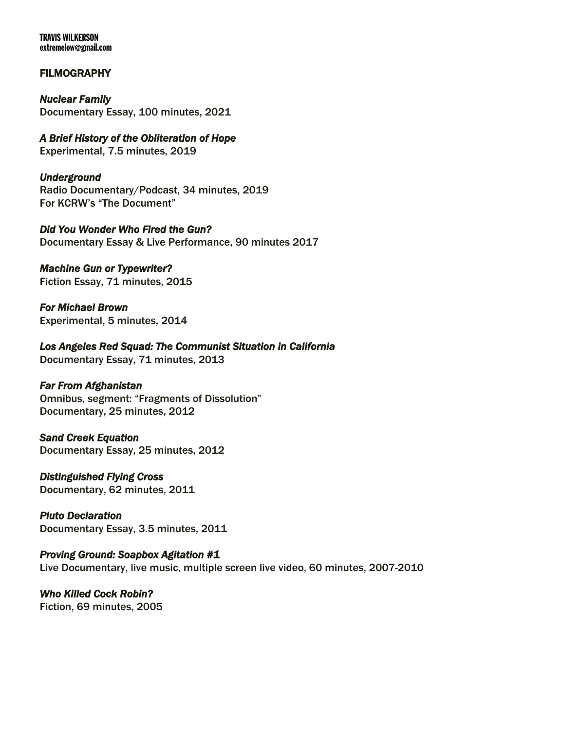**TRAVIS WILKERSON**
**extremelow@gmail.com**

## FILMOGRAPHY

***Nuclear Family***
Documentary Essay, 100 minutes, 2021

***A Brief History of the Obliteration of Hope***
Experimental, 7.5 minutes, 2019

***Underground***
Radio Documentary/Podcast, 34 minutes, 2019
For KCRW's "The Document"

***Did You Wonder Who Fired the Gun?***
Documentary Essay & Live Performance, 90 minutes 2017

***Machine Gun or Typewriter?***
Fiction Essay, 71 minutes, 2015

***For Michael Brown***
Experimental, 5 minutes, 2014

***Los Angeles Red Squad: The Communist Situation in California***
Documentary Essay, 71 minutes, 2013

***Far From Afghanistan***
Omnibus, segment: "Fragments of Dissolution"
Documentary, 25 minutes, 2012

***Sand Creek Equation***
Documentary Essay, 25 minutes, 2012

***Distinguished Flying Cross***
Documentary, 62 minutes, 2011

***Pluto Declaration***
Documentary Essay, 3.5 minutes, 2011

***Proving Ground: Soapbox Agitation #1***
Live Documentary, live music, multiple screen live video, 60 minutes, 2007-2010

***Who Killed Cock Robin?***
Fiction, 69 minutes, 2005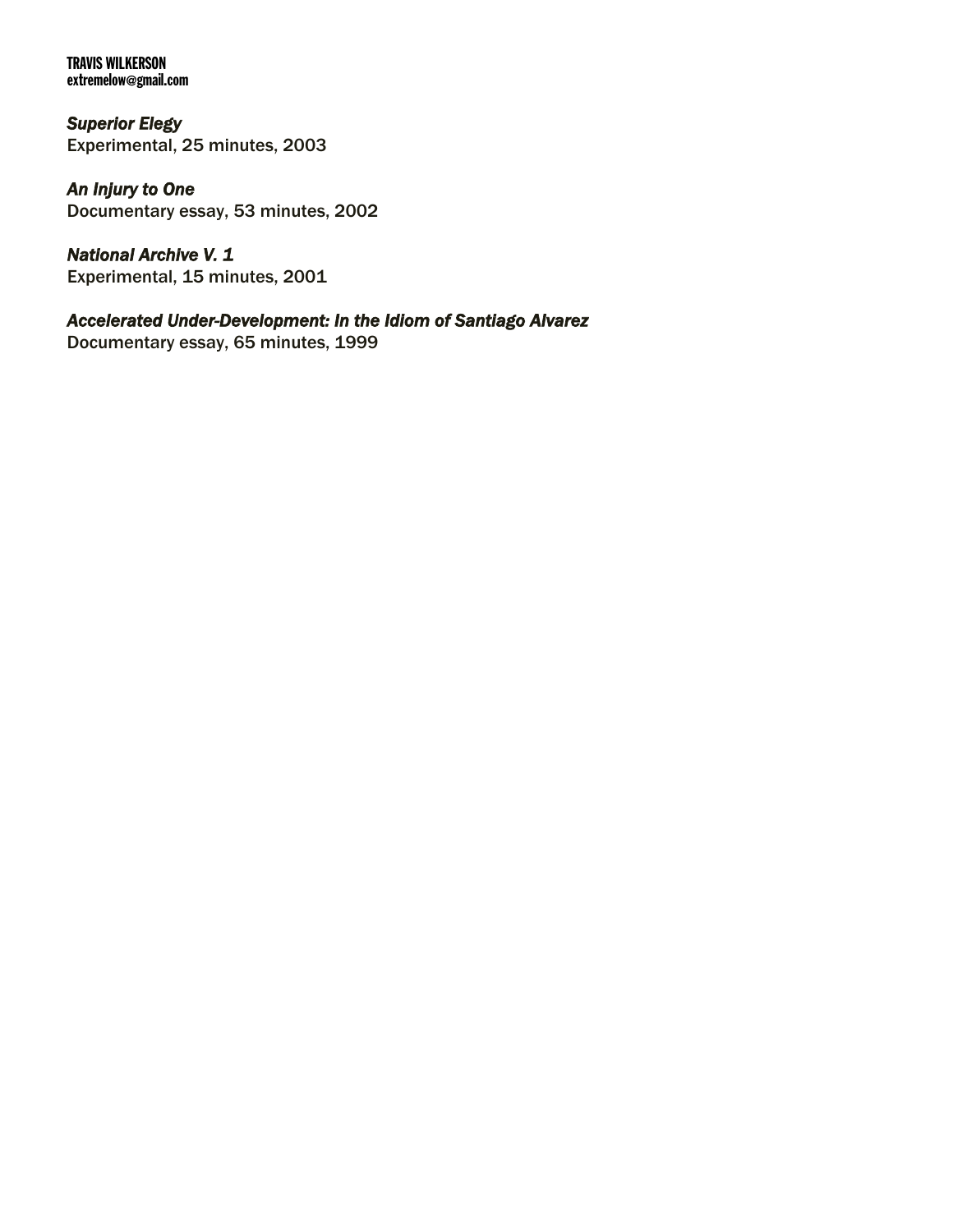**TRAVIS WILKERSON**
**extremelow@gmail.com**

*Superior Elegy*
Experimental, 25 minutes, 2003

*An Injury to One*
Documentary essay, 53 minutes, 2002

*National Archive V. 1*
Experimental, 15 minutes, 2001

*Accelerated Under-Development: In the Idiom of Santiago Alvarez*
Documentary essay, 65 minutes, 1999